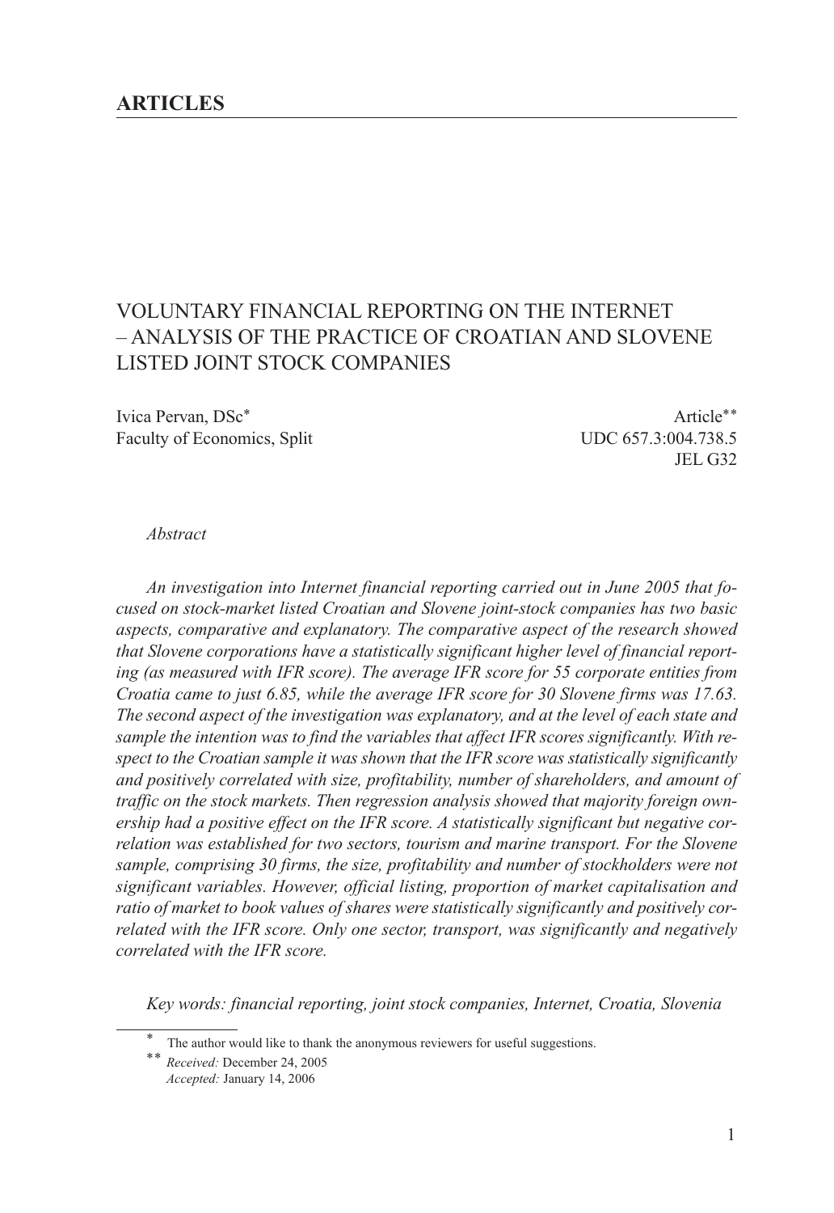**ARTICLES**

# VOLUNTARY FINANCIAL REPORTING ON THE INTERNET – ANALYSIS OF THE PRACTICE OF CROATIAN AND SLOVENE LISTED JOINT STOCK COMPANIES

Ivica Pervan, DSc*
Faculty of Economics, Split

Article**
UDC 657.3:004.738.5
JEL G32

*Abstract*

*An investigation into Internet financial reporting carried out in June 2005 that focused on stock-market listed Croatian and Slovene joint-stock companies has two basic aspects, comparative and explanatory. The comparative aspect of the research showed that Slovene corporations have a statistically significant higher level of financial reporting (as measured with IFR score). The average IFR score for 55 corporate entities from Croatia came to just 6.85, while the average IFR score for 30 Slovene firms was 17.63. The second aspect of the investigation was explanatory, and at the level of each state and sample the intention was to find the variables that affect IFR scores significantly. With respect to the Croatian sample it was shown that the IFR score was statistically significantly and positively correlated with size, profitability, number of shareholders, and amount of traffic on the stock markets. Then regression analysis showed that majority foreign ownership had a positive effect on the IFR score. A statistically significant but negative correlation was established for two sectors, tourism and marine transport. For the Slovene sample, comprising 30 firms, the size, profitability and number of stockholders were not significant variables. However, official listing, proportion of market capitalisation and ratio of market to book values of shares were statistically significantly and positively correlated with the IFR score. Only one sector, transport, was significantly and negatively correlated with the IFR score.*

*Key words: financial reporting, joint stock companies, Internet, Croatia, Slovenia*

---

* The author would like to thank the anonymous reviewers for useful suggestions.

** *Received:* December 24, 2005
*Accepted:* January 14, 2006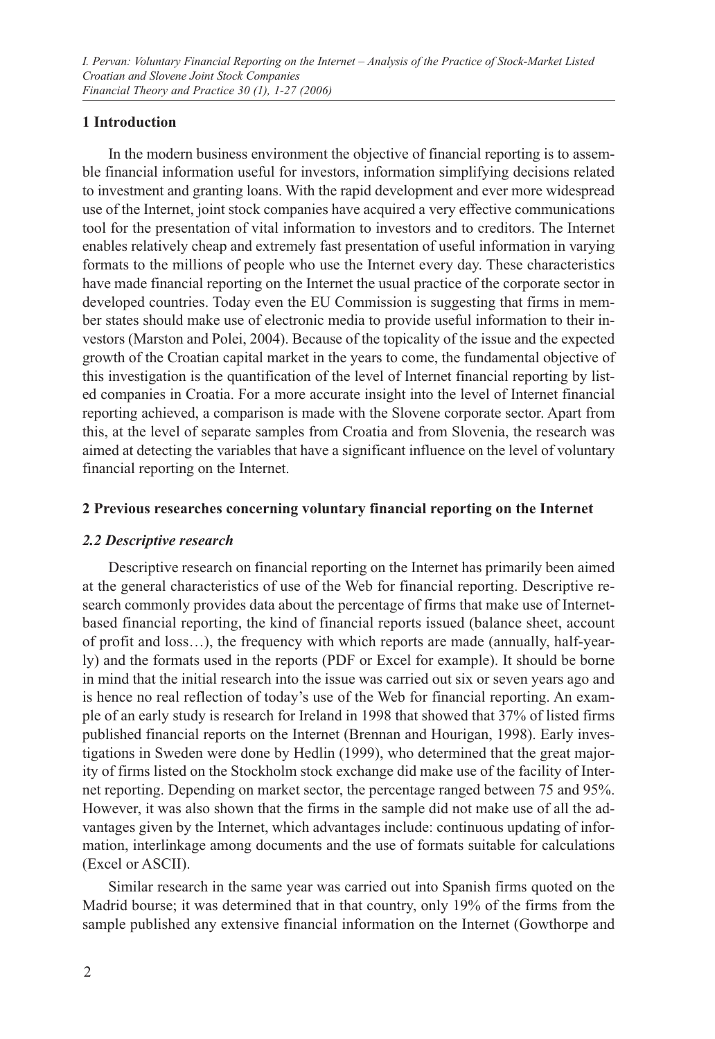## 1 Introduction

In the modern business environment the objective of financial reporting is to assemble financial information useful for investors, information simplifying decisions related to investment and granting loans. With the rapid development and ever more widespread use of the Internet, joint stock companies have acquired a very effective communications tool for the presentation of vital information to investors and to creditors. The Internet enables relatively cheap and extremely fast presentation of useful information in varying formats to the millions of people who use the Internet every day. These characteristics have made financial reporting on the Internet the usual practice of the corporate sector in developed countries. Today even the EU Commission is suggesting that firms in member states should make use of electronic media to provide useful information to their investors (Marston and Polei, 2004). Because of the topicality of the issue and the expected growth of the Croatian capital market in the years to come, the fundamental objective of this investigation is the quantification of the level of Internet financial reporting by listed companies in Croatia. For a more accurate insight into the level of Internet financial reporting achieved, a comparison is made with the Slovene corporate sector. Apart from this, at the level of separate samples from Croatia and from Slovenia, the research was aimed at detecting the variables that have a significant influence on the level of voluntary financial reporting on the Internet.

## 2 Previous researches concerning voluntary financial reporting on the Internet

### *2.2 Descriptive research*

Descriptive research on financial reporting on the Internet has primarily been aimed at the general characteristics of use of the Web for financial reporting. Descriptive research commonly provides data about the percentage of firms that make use of Internet-based financial reporting, the kind of financial reports issued (balance sheet, account of profit and loss…), the frequency with which reports are made (annually, half-yearly) and the formats used in the reports (PDF or Excel for example). It should be borne in mind that the initial research into the issue was carried out six or seven years ago and is hence no real reflection of today's use of the Web for financial reporting. An example of an early study is research for Ireland in 1998 that showed that 37% of listed firms published financial reports on the Internet (Brennan and Hourigan, 1998). Early investigations in Sweden were done by Hedlin (1999), who determined that the great majority of firms listed on the Stockholm stock exchange did make use of the facility of Internet reporting. Depending on market sector, the percentage ranged between 75 and 95%. However, it was also shown that the firms in the sample did not make use of all the advantages given by the Internet, which advantages include: continuous updating of information, interlinkage among documents and the use of formats suitable for calculations (Excel or ASCII).

Similar research in the same year was carried out into Spanish firms quoted on the Madrid bourse; it was determined that in that country, only 19% of the firms from the sample published any extensive financial information on the Internet (Gowthorpe and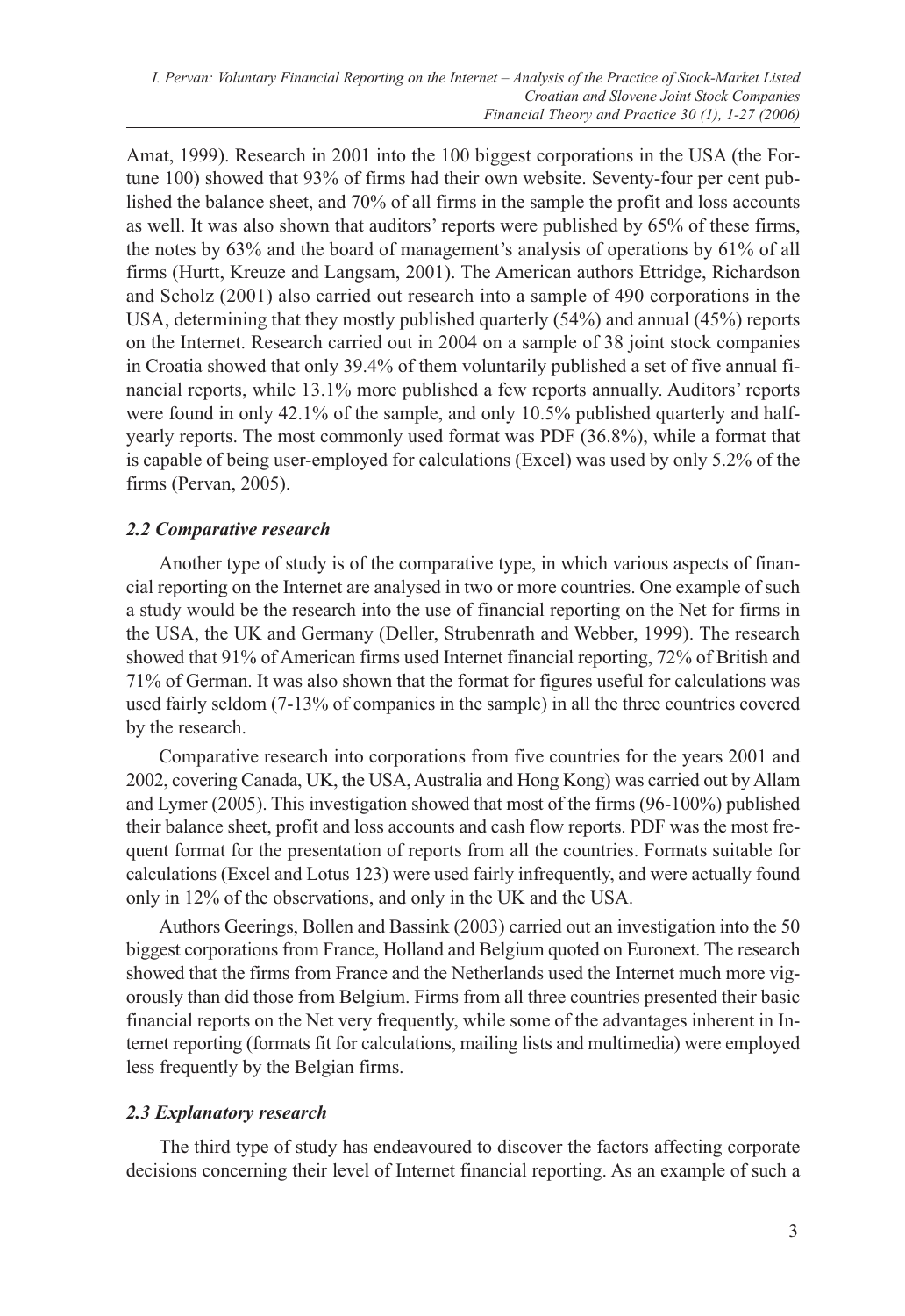Amat, 1999). Research in 2001 into the 100 biggest corporations in the USA (the Fortune 100) showed that 93% of firms had their own website. Seventy-four per cent published the balance sheet, and 70% of all firms in the sample the profit and loss accounts as well. It was also shown that auditors' reports were published by 65% of these firms, the notes by 63% and the board of management's analysis of operations by 61% of all firms (Hurtt, Kreuze and Langsam, 2001). The American authors Ettridge, Richardson and Scholz (2001) also carried out research into a sample of 490 corporations in the USA, determining that they mostly published quarterly (54%) and annual (45%) reports on the Internet. Research carried out in 2004 on a sample of 38 joint stock companies in Croatia showed that only 39.4% of them voluntarily published a set of five annual financial reports, while 13.1% more published a few reports annually. Auditors' reports were found in only 42.1% of the sample, and only 10.5% published quarterly and half-yearly reports. The most commonly used format was PDF (36.8%), while a format that is capable of being user-employed for calculations (Excel) was used by only 5.2% of the firms (Pervan, 2005).

### *2.2 Comparative research*

Another type of study is of the comparative type, in which various aspects of financial reporting on the Internet are analysed in two or more countries. One example of such a study would be the research into the use of financial reporting on the Net for firms in the USA, the UK and Germany (Deller, Strubenrath and Webber, 1999). The research showed that 91% of American firms used Internet financial reporting, 72% of British and 71% of German. It was also shown that the format for figures useful for calculations was used fairly seldom (7-13% of companies in the sample) in all the three countries covered by the research.

Comparative research into corporations from five countries for the years 2001 and 2002, covering Canada, UK, the USA, Australia and Hong Kong) was carried out by Allam and Lymer (2005). This investigation showed that most of the firms (96-100%) published their balance sheet, profit and loss accounts and cash flow reports. PDF was the most frequent format for the presentation of reports from all the countries. Formats suitable for calculations (Excel and Lotus 123) were used fairly infrequently, and were actually found only in 12% of the observations, and only in the UK and the USA.

Authors Geerings, Bollen and Bassink (2003) carried out an investigation into the 50 biggest corporations from France, Holland and Belgium quoted on Euronext. The research showed that the firms from France and the Netherlands used the Internet much more vigorously than did those from Belgium. Firms from all three countries presented their basic financial reports on the Net very frequently, while some of the advantages inherent in Internet reporting (formats fit for calculations, mailing lists and multimedia) were employed less frequently by the Belgian firms.

### *2.3 Explanatory research*

The third type of study has endeavoured to discover the factors affecting corporate decisions concerning their level of Internet financial reporting. As an example of such a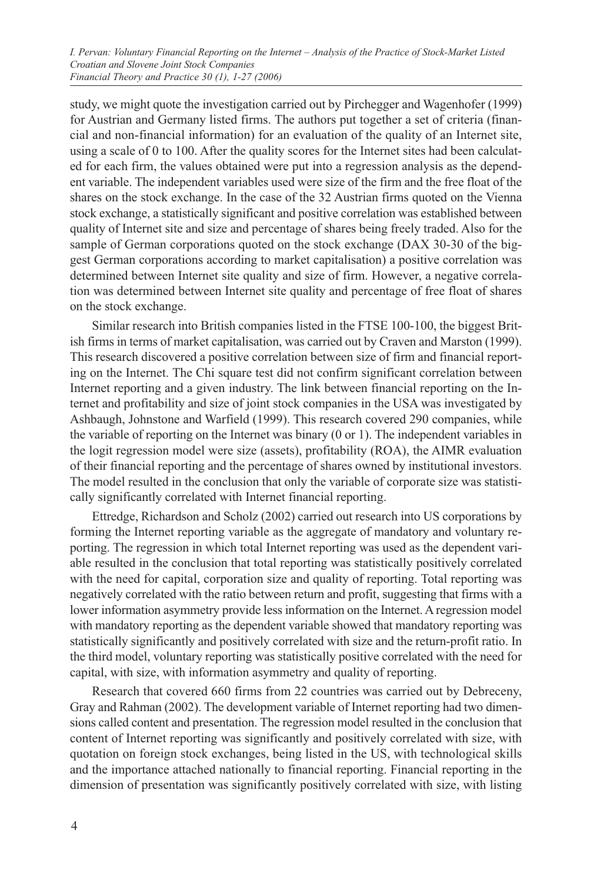study, we might quote the investigation carried out by Pirchegger and Wagenhofer (1999) for Austrian and Germany listed firms. The authors put together a set of criteria (financial and non-financial information) for an evaluation of the quality of an Internet site, using a scale of 0 to 100. After the quality scores for the Internet sites had been calculated for each firm, the values obtained were put into a regression analysis as the dependent variable. The independent variables used were size of the firm and the free float of the shares on the stock exchange. In the case of the 32 Austrian firms quoted on the Vienna stock exchange, a statistically significant and positive correlation was established between quality of Internet site and size and percentage of shares being freely traded. Also for the sample of German corporations quoted on the stock exchange (DAX 30-30 of the biggest German corporations according to market capitalisation) a positive correlation was determined between Internet site quality and size of firm. However, a negative correlation was determined between Internet site quality and percentage of free float of shares on the stock exchange.

Similar research into British companies listed in the FTSE 100-100, the biggest British firms in terms of market capitalisation, was carried out by Craven and Marston (1999). This research discovered a positive correlation between size of firm and financial reporting on the Internet. The Chi square test did not confirm significant correlation between Internet reporting and a given industry. The link between financial reporting on the Internet and profitability and size of joint stock companies in the USA was investigated by Ashbaugh, Johnstone and Warfield (1999). This research covered 290 companies, while the variable of reporting on the Internet was binary (0 or 1). The independent variables in the logit regression model were size (assets), profitability (ROA), the AIMR evaluation of their financial reporting and the percentage of shares owned by institutional investors. The model resulted in the conclusion that only the variable of corporate size was statistically significantly correlated with Internet financial reporting.

Ettredge, Richardson and Scholz (2002) carried out research into US corporations by forming the Internet reporting variable as the aggregate of mandatory and voluntary reporting. The regression in which total Internet reporting was used as the dependent variable resulted in the conclusion that total reporting was statistically positively correlated with the need for capital, corporation size and quality of reporting. Total reporting was negatively correlated with the ratio between return and profit, suggesting that firms with a lower information asymmetry provide less information on the Internet. A regression model with mandatory reporting as the dependent variable showed that mandatory reporting was statistically significantly and positively correlated with size and the return-profit ratio. In the third model, voluntary reporting was statistically positive correlated with the need for capital, with size, with information asymmetry and quality of reporting.

Research that covered 660 firms from 22 countries was carried out by Debreceny, Gray and Rahman (2002). The development variable of Internet reporting had two dimensions called content and presentation. The regression model resulted in the conclusion that content of Internet reporting was significantly and positively correlated with size, with quotation on foreign stock exchanges, being listed in the US, with technological skills and the importance attached nationally to financial reporting. Financial reporting in the dimension of presentation was significantly positively correlated with size, with listing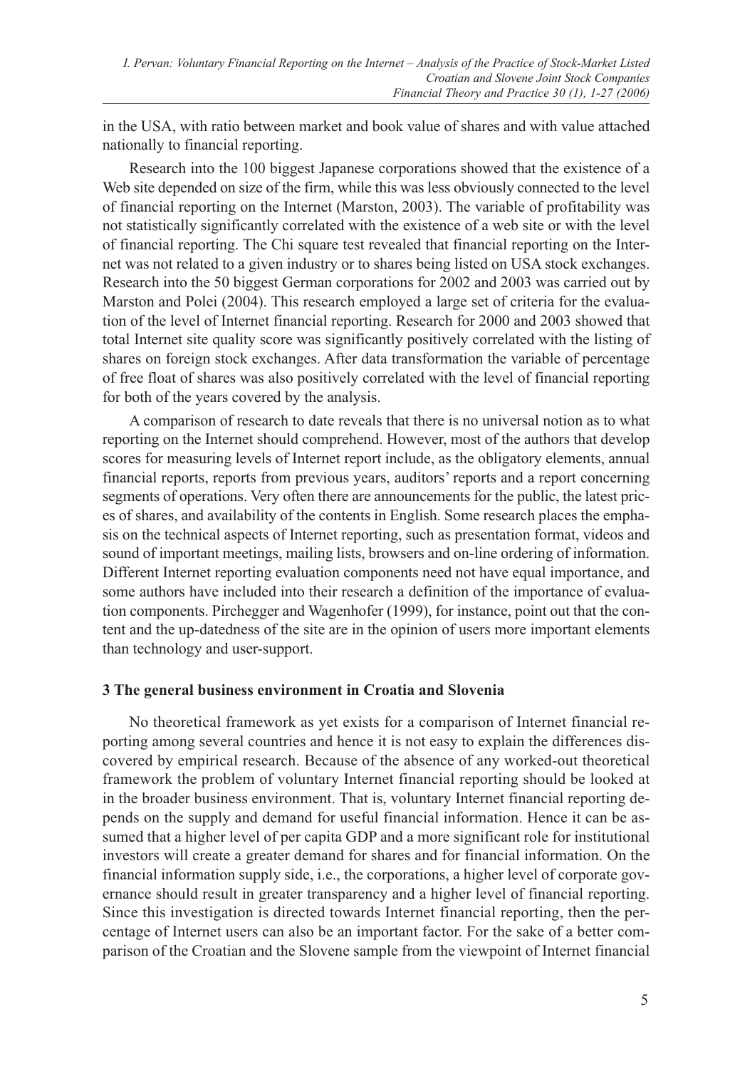in the USA, with ratio between market and book value of shares and with value attached nationally to financial reporting.

Research into the 100 biggest Japanese corporations showed that the existence of a Web site depended on size of the firm, while this was less obviously connected to the level of financial reporting on the Internet (Marston, 2003). The variable of profitability was not statistically significantly correlated with the existence of a web site or with the level of financial reporting. The Chi square test revealed that financial reporting on the Internet was not related to a given industry or to shares being listed on USA stock exchanges. Research into the 50 biggest German corporations for 2002 and 2003 was carried out by Marston and Polei (2004). This research employed a large set of criteria for the evaluation of the level of Internet financial reporting. Research for 2000 and 2003 showed that total Internet site quality score was significantly positively correlated with the listing of shares on foreign stock exchanges. After data transformation the variable of percentage of free float of shares was also positively correlated with the level of financial reporting for both of the years covered by the analysis.

A comparison of research to date reveals that there is no universal notion as to what reporting on the Internet should comprehend. However, most of the authors that develop scores for measuring levels of Internet report include, as the obligatory elements, annual financial reports, reports from previous years, auditors' reports and a report concerning segments of operations. Very often there are announcements for the public, the latest prices of shares, and availability of the contents in English. Some research places the emphasis on the technical aspects of Internet reporting, such as presentation format, videos and sound of important meetings, mailing lists, browsers and on-line ordering of information. Different Internet reporting evaluation components need not have equal importance, and some authors have included into their research a definition of the importance of evaluation components. Pirchegger and Wagenhofer (1999), for instance, point out that the content and the up-datedness of the site are in the opinion of users more important elements than technology and user-support.

## 3 The general business environment in Croatia and Slovenia

No theoretical framework as yet exists for a comparison of Internet financial reporting among several countries and hence it is not easy to explain the differences discovered by empirical research. Because of the absence of any worked-out theoretical framework the problem of voluntary Internet financial reporting should be looked at in the broader business environment. That is, voluntary Internet financial reporting depends on the supply and demand for useful financial information. Hence it can be assumed that a higher level of per capita GDP and a more significant role for institutional investors will create a greater demand for shares and for financial information. On the financial information supply side, i.e., the corporations, a higher level of corporate governance should result in greater transparency and a higher level of financial reporting. Since this investigation is directed towards Internet financial reporting, then the percentage of Internet users can also be an important factor. For the sake of a better comparison of the Croatian and the Slovene sample from the viewpoint of Internet financial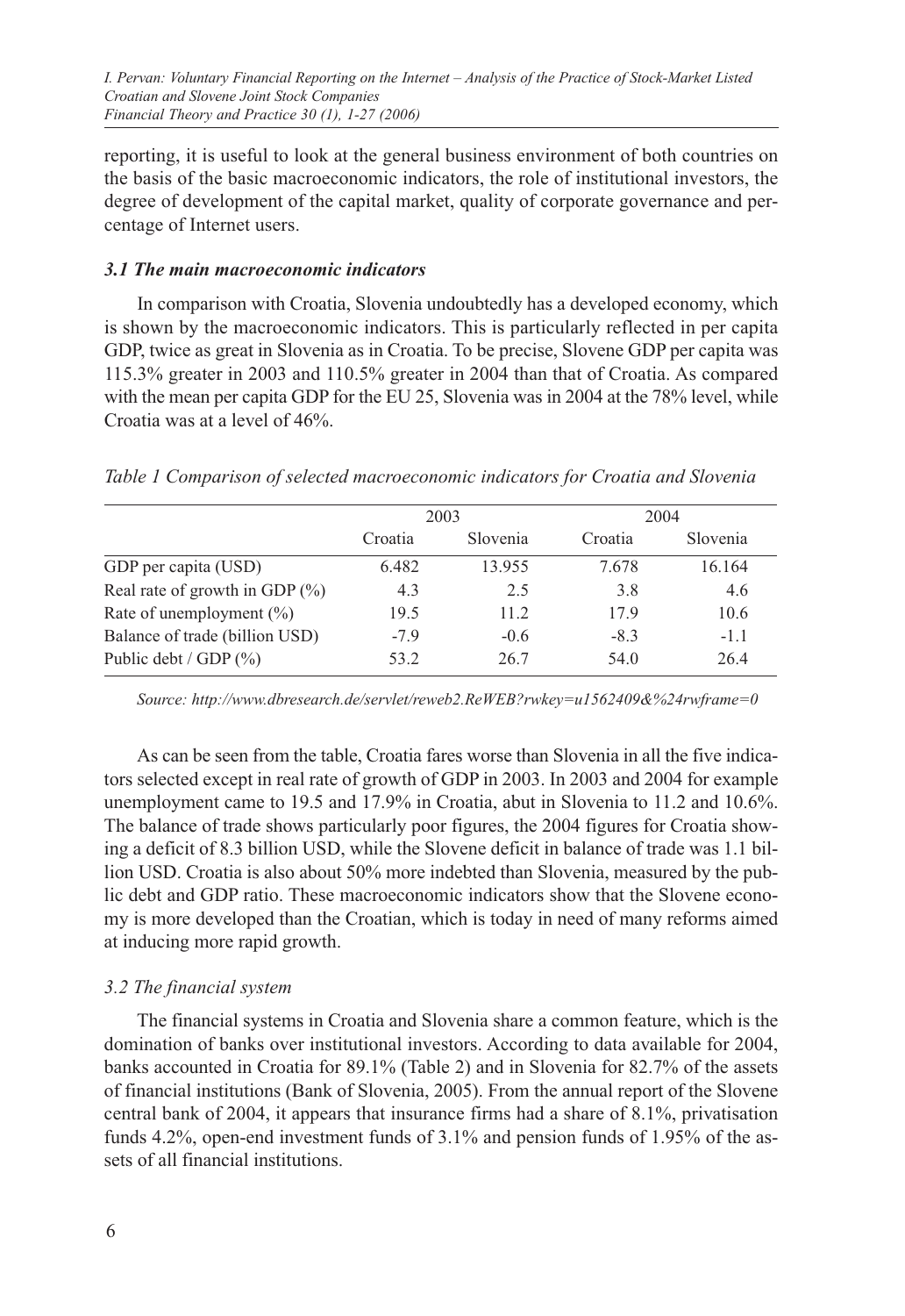reporting, it is useful to look at the general business environment of both countries on the basis of the basic macroeconomic indicators, the role of institutional investors, the degree of development of the capital market, quality of corporate governance and percentage of Internet users.

### *3.1 The main macroeconomic indicators*

In comparison with Croatia, Slovenia undoubtedly has a developed economy, which is shown by the macroeconomic indicators. This is particularly reflected in per capita GDP, twice as great in Slovenia as in Croatia. To be precise, Slovene GDP per capita was 115.3% greater in 2003 and 110.5% greater in 2004 than that of Croatia. As compared with the mean per capita GDP for the EU 25, Slovenia was in 2004 at the 78% level, while Croatia was at a level of 46%.

*Table 1 Comparison of selected macroeconomic indicators for Croatia and Slovenia*

| | 2003 | | 2004 | |
|---|---|---|---|---|
| | Croatia | Slovenia | Croatia | Slovenia |
| GDP per capita (USD) | 6.482 | 13.955 | 7.678 | 16.164 |
| Real rate of growth in GDP (%) | 4.3 | 2.5 | 3.8 | 4.6 |
| Rate of unemployment (%) | 19.5 | 11.2 | 17.9 | 10.6 |
| Balance of trade (billion USD) | -7.9 | -0.6 | -8.3 | -1.1 |
| Public debt / GDP (%) | 53.2 | 26.7 | 54.0 | 26.4 |

*Source: http://www.dbresearch.de/servlet/reweb2.ReWEB?rwkey=u1562409&%24rwframe=0*

As can be seen from the table, Croatia fares worse than Slovenia in all the five indicators selected except in real rate of growth of GDP in 2003. In 2003 and 2004 for example unemployment came to 19.5 and 17.9% in Croatia, abut in Slovenia to 11.2 and 10.6%. The balance of trade shows particularly poor figures, the 2004 figures for Croatia showing a deficit of 8.3 billion USD, while the Slovene deficit in balance of trade was 1.1 billion USD. Croatia is also about 50% more indebted than Slovenia, measured by the public debt and GDP ratio. These macroeconomic indicators show that the Slovene economy is more developed than the Croatian, which is today in need of many reforms aimed at inducing more rapid growth.

### *3.2 The financial system*

The financial systems in Croatia and Slovenia share a common feature, which is the domination of banks over institutional investors. According to data available for 2004, banks accounted in Croatia for 89.1% (Table 2) and in Slovenia for 82.7% of the assets of financial institutions (Bank of Slovenia, 2005). From the annual report of the Slovene central bank of 2004, it appears that insurance firms had a share of 8.1%, privatisation funds 4.2%, open-end investment funds of 3.1% and pension funds of 1.95% of the assets of all financial institutions.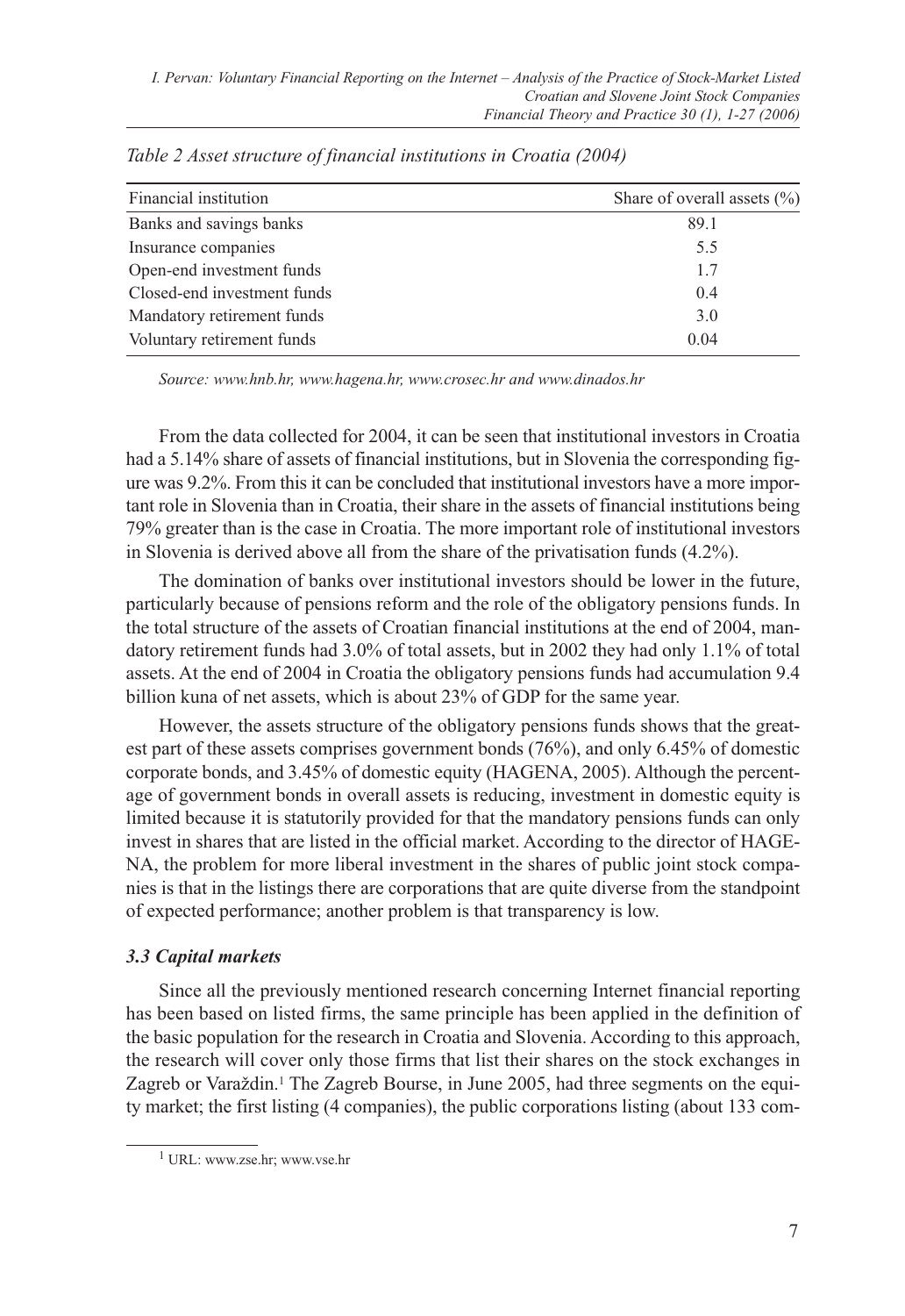*Table 2 Asset structure of financial institutions in Croatia (2004)*

| Financial institution | Share of overall assets (%) |
|---|---|
| Banks and savings banks | 89.1 |
| Insurance companies | 5.5 |
| Open-end investment funds | 1.7 |
| Closed-end investment funds | 0.4 |
| Mandatory retirement funds | 3.0 |
| Voluntary retirement funds | 0.04 |

*Source: www.hnb.hr, www.hagena.hr, www.crosec.hr and www.dinados.hr*

From the data collected for 2004, it can be seen that institutional investors in Croatia had a 5.14% share of assets of financial institutions, but in Slovenia the corresponding figure was 9.2%. From this it can be concluded that institutional investors have a more important role in Slovenia than in Croatia, their share in the assets of financial institutions being 79% greater than is the case in Croatia. The more important role of institutional investors in Slovenia is derived above all from the share of the privatisation funds (4.2%).

The domination of banks over institutional investors should be lower in the future, particularly because of pensions reform and the role of the obligatory pensions funds. In the total structure of the assets of Croatian financial institutions at the end of 2004, mandatory retirement funds had 3.0% of total assets, but in 2002 they had only 1.1% of total assets. At the end of 2004 in Croatia the obligatory pensions funds had accumulation 9.4 billion kuna of net assets, which is about 23% of GDP for the same year.

However, the assets structure of the obligatory pensions funds shows that the greatest part of these assets comprises government bonds (76%), and only 6.45% of domestic corporate bonds, and 3.45% of domestic equity (HAGENA, 2005). Although the percentage of government bonds in overall assets is reducing, investment in domestic equity is limited because it is statutorily provided for that the mandatory pensions funds can only invest in shares that are listed in the official market. According to the director of HAGENA, the problem for more liberal investment in the shares of public joint stock companies is that in the listings there are corporations that are quite diverse from the standpoint of expected performance; another problem is that transparency is low.

### *3.3 Capital markets*

Since all the previously mentioned research concerning Internet financial reporting has been based on listed firms, the same principle has been applied in the definition of the basic population for the research in Croatia and Slovenia. According to this approach, the research will cover only those firms that list their shares on the stock exchanges in Zagreb or Varaždin.[1] The Zagreb Bourse, in June 2005, had three segments on the equity market; the first listing (4 companies), the public corporations listing (about 133 com-

[1] URL: www.zse.hr; www.vse.hr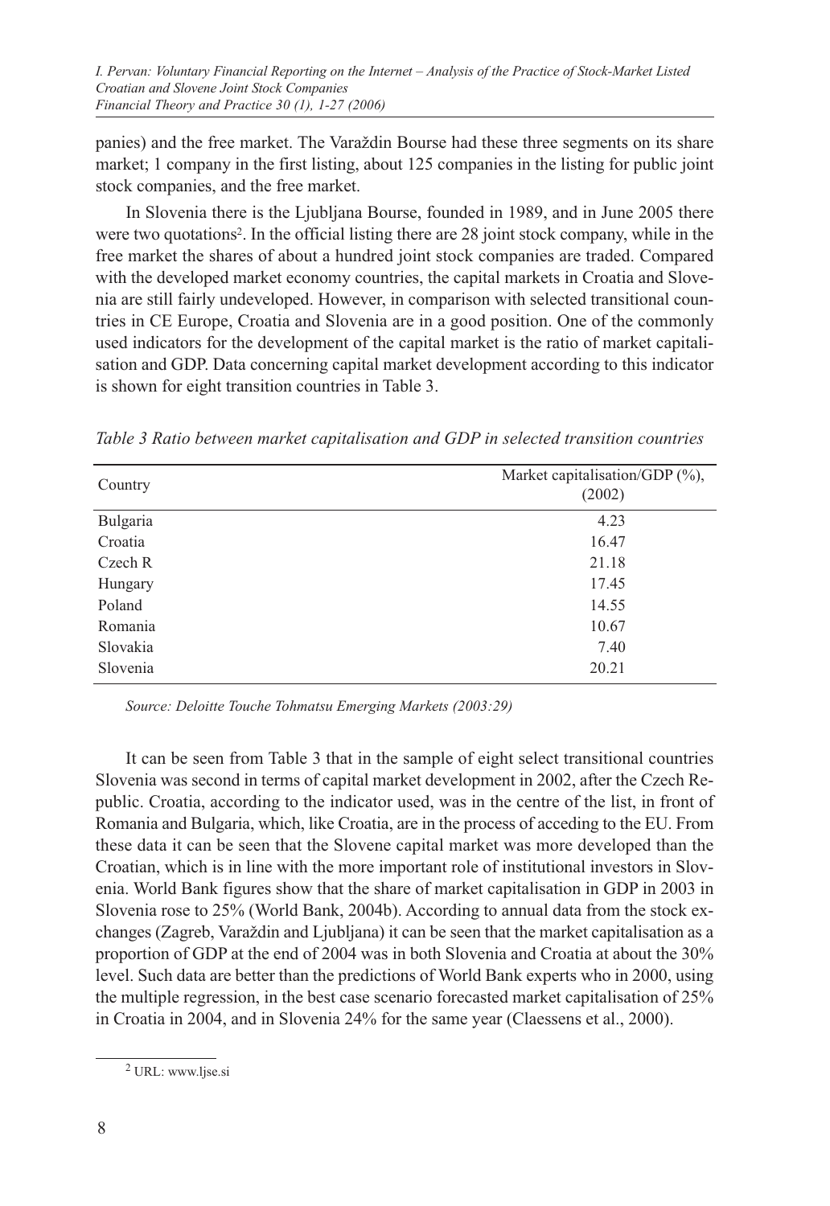panies) and the free market. The Varaždin Bourse had these three segments on its share market; 1 company in the first listing, about 125 companies in the listing for public joint stock companies, and the free market.

In Slovenia there is the Ljubljana Bourse, founded in 1989, and in June 2005 there were two quotations[2]. In the official listing there are 28 joint stock company, while in the free market the shares of about a hundred joint stock companies are traded. Compared with the developed market economy countries, the capital markets in Croatia and Slovenia are still fairly undeveloped. However, in comparison with selected transitional countries in CE Europe, Croatia and Slovenia are in a good position. One of the commonly used indicators for the development of the capital market is the ratio of market capitalisation and GDP. Data concerning capital market development according to this indicator is shown for eight transition countries in Table 3.

*Table 3 Ratio between market capitalisation and GDP in selected transition countries*

| Country | Market capitalisation/GDP (%), (2002) |
|---|---|
| Bulgaria | 4.23 |
| Croatia | 16.47 |
| Czech R | 21.18 |
| Hungary | 17.45 |
| Poland | 14.55 |
| Romania | 10.67 |
| Slovakia | 7.40 |
| Slovenia | 20.21 |

*Source: Deloitte Touche Tohmatsu Emerging Markets (2003:29)*

It can be seen from Table 3 that in the sample of eight select transitional countries Slovenia was second in terms of capital market development in 2002, after the Czech Republic. Croatia, according to the indicator used, was in the centre of the list, in front of Romania and Bulgaria, which, like Croatia, are in the process of acceding to the EU. From these data it can be seen that the Slovene capital market was more developed than the Croatian, which is in line with the more important role of institutional investors in Slovenia. World Bank figures show that the share of market capitalisation in GDP in 2003 in Slovenia rose to 25% (World Bank, 2004b). According to annual data from the stock exchanges (Zagreb, Varaždin and Ljubljana) it can be seen that the market capitalisation as a proportion of GDP at the end of 2004 was in both Slovenia and Croatia at about the 30% level. Such data are better than the predictions of World Bank experts who in 2000, using the multiple regression, in the best case scenario forecasted market capitalisation of 25% in Croatia in 2004, and in Slovenia 24% for the same year (Claessens et al., 2000).

[2] URL: www.ljse.si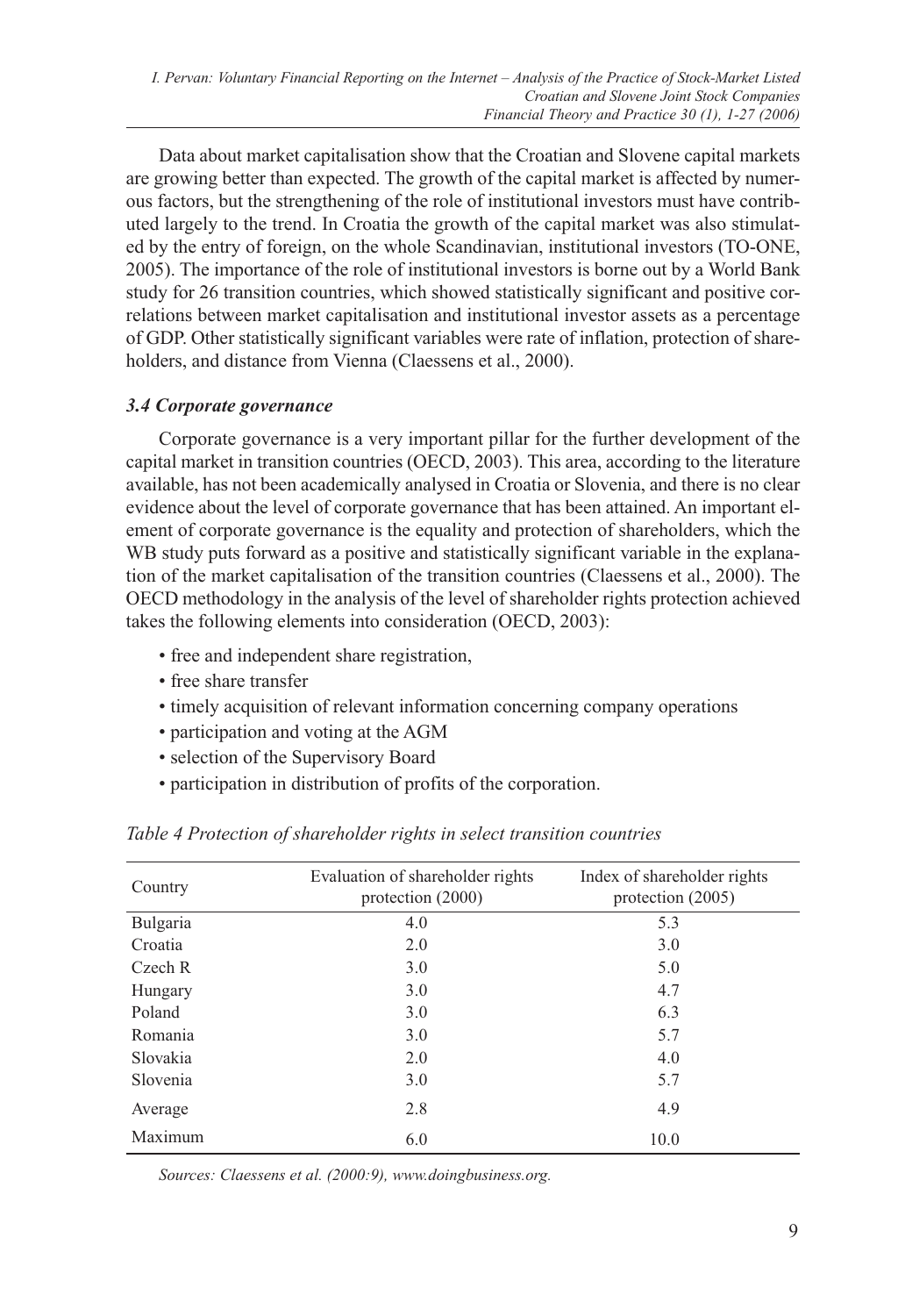Data about market capitalisation show that the Croatian and Slovene capital markets are growing better than expected. The growth of the capital market is affected by numerous factors, but the strengthening of the role of institutional investors must have contributed largely to the trend. In Croatia the growth of the capital market was also stimulated by the entry of foreign, on the whole Scandinavian, institutional investors (TO-ONE, 2005). The importance of the role of institutional investors is borne out by a World Bank study for 26 transition countries, which showed statistically significant and positive correlations between market capitalisation and institutional investor assets as a percentage of GDP. Other statistically significant variables were rate of inflation, protection of shareholders, and distance from Vienna (Claessens et al., 2000).

### *3.4 Corporate governance*

Corporate governance is a very important pillar for the further development of the capital market in transition countries (OECD, 2003). This area, according to the literature available, has not been academically analysed in Croatia or Slovenia, and there is no clear evidence about the level of corporate governance that has been attained. An important element of corporate governance is the equality and protection of shareholders, which the WB study puts forward as a positive and statistically significant variable in the explanation of the market capitalisation of the transition countries (Claessens et al., 2000). The OECD methodology in the analysis of the level of shareholder rights protection achieved takes the following elements into consideration (OECD, 2003):

- free and independent share registration,
- free share transfer
- timely acquisition of relevant information concerning company operations
- participation and voting at the AGM
- selection of the Supervisory Board
- participation in distribution of profits of the corporation.

*Table 4 Protection of shareholder rights in select transition countries*

| Country | Evaluation of shareholder rights protection (2000) | Index of shareholder rights protection (2005) |
|---|---|---|
| Bulgaria | 4.0 | 5.3 |
| Croatia | 2.0 | 3.0 |
| Czech R | 3.0 | 5.0 |
| Hungary | 3.0 | 4.7 |
| Poland | 3.0 | 6.3 |
| Romania | 3.0 | 5.7 |
| Slovakia | 2.0 | 4.0 |
| Slovenia | 3.0 | 5.7 |
| Average | 2.8 | 4.9 |
| Maximum | 6.0 | 10.0 |

*Sources: Claessens et al. (2000:9), www.doingbusiness.org.*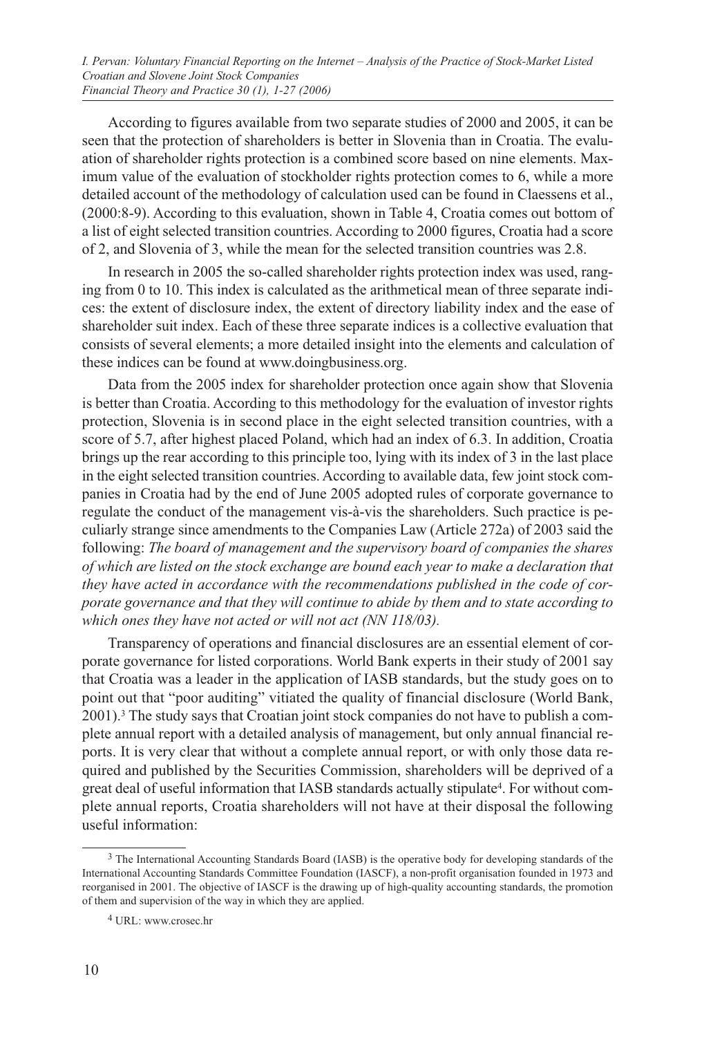According to figures available from two separate studies of 2000 and 2005, it can be seen that the protection of shareholders is better in Slovenia than in Croatia. The evaluation of shareholder rights protection is a combined score based on nine elements. Maximum value of the evaluation of stockholder rights protection comes to 6, while a more detailed account of the methodology of calculation used can be found in Claessens et al., (2000:8-9). According to this evaluation, shown in Table 4, Croatia comes out bottom of a list of eight selected transition countries. According to 2000 figures, Croatia had a score of 2, and Slovenia of 3, while the mean for the selected transition countries was 2.8.

In research in 2005 the so-called shareholder rights protection index was used, ranging from 0 to 10. This index is calculated as the arithmetical mean of three separate indices: the extent of disclosure index, the extent of directory liability index and the ease of shareholder suit index. Each of these three separate indices is a collective evaluation that consists of several elements; a more detailed insight into the elements and calculation of these indices can be found at www.doingbusiness.org.

Data from the 2005 index for shareholder protection once again show that Slovenia is better than Croatia. According to this methodology for the evaluation of investor rights protection, Slovenia is in second place in the eight selected transition countries, with a score of 5.7, after highest placed Poland, which had an index of 6.3. In addition, Croatia brings up the rear according to this principle too, lying with its index of 3 in the last place in the eight selected transition countries. According to available data, few joint stock companies in Croatia had by the end of June 2005 adopted rules of corporate governance to regulate the conduct of the management vis-à-vis the shareholders. Such practice is peculiarly strange since amendments to the Companies Law (Article 272a) of 2003 said the following: *The board of management and the supervisory board of companies the shares of which are listed on the stock exchange are bound each year to make a declaration that they have acted in accordance with the recommendations published in the code of corporate governance and that they will continue to abide by them and to state according to which ones they have not acted or will not act (NN 118/03).*

Transparency of operations and financial disclosures are an essential element of corporate governance for listed corporations. World Bank experts in their study of 2001 say that Croatia was a leader in the application of IASB standards, but the study goes on to point out that "poor auditing" vitiated the quality of financial disclosure (World Bank, 2001).[3] The study says that Croatian joint stock companies do not have to publish a complete annual report with a detailed analysis of management, but only annual financial reports. It is very clear that without a complete annual report, or with only those data required and published by the Securities Commission, shareholders will be deprived of a great deal of useful information that IASB standards actually stipulate[4]. For without complete annual reports, Croatia shareholders will not have at their disposal the following useful information:

---

[3] The International Accounting Standards Board (IASB) is the operative body for developing standards of the International Accounting Standards Committee Foundation (IASCF), a non-profit organisation founded in 1973 and reorganised in 2001. The objective of IASCF is the drawing up of high-quality accounting standards, the promotion of them and supervision of the way in which they are applied.

[4] URL: www.crosec.hr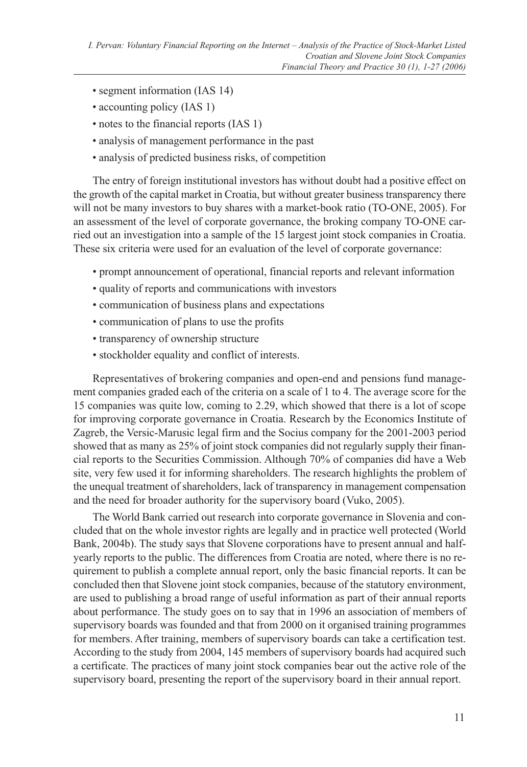- segment information (IAS 14)
- accounting policy (IAS 1)
- notes to the financial reports (IAS 1)
- analysis of management performance in the past
- analysis of predicted business risks, of competition

The entry of foreign institutional investors has without doubt had a positive effect on the growth of the capital market in Croatia, but without greater business transparency there will not be many investors to buy shares with a market-book ratio (TO-ONE, 2005). For an assessment of the level of corporate governance, the broking company TO-ONE carried out an investigation into a sample of the 15 largest joint stock companies in Croatia. These six criteria were used for an evaluation of the level of corporate governance:

- prompt announcement of operational, financial reports and relevant information
- quality of reports and communications with investors
- communication of business plans and expectations
- communication of plans to use the profits
- transparency of ownership structure
- stockholder equality and conflict of interests.

Representatives of brokering companies and open-end and pensions fund management companies graded each of the criteria on a scale of 1 to 4. The average score for the 15 companies was quite low, coming to 2.29, which showed that there is a lot of scope for improving corporate governance in Croatia. Research by the Economics Institute of Zagreb, the Versic-Marusic legal firm and the Socius company for the 2001-2003 period showed that as many as 25% of joint stock companies did not regularly supply their financial reports to the Securities Commission. Although 70% of companies did have a Web site, very few used it for informing shareholders. The research highlights the problem of the unequal treatment of shareholders, lack of transparency in management compensation and the need for broader authority for the supervisory board (Vuko, 2005).

The World Bank carried out research into corporate governance in Slovenia and concluded that on the whole investor rights are legally and in practice well protected (World Bank, 2004b). The study says that Slovene corporations have to present annual and half-yearly reports to the public. The differences from Croatia are noted, where there is no requirement to publish a complete annual report, only the basic financial reports. It can be concluded then that Slovene joint stock companies, because of the statutory environment, are used to publishing a broad range of useful information as part of their annual reports about performance. The study goes on to say that in 1996 an association of members of supervisory boards was founded and that from 2000 on it organised training programmes for members. After training, members of supervisory boards can take a certification test. According to the study from 2004, 145 members of supervisory boards had acquired such a certificate. The practices of many joint stock companies bear out the active role of the supervisory board, presenting the report of the supervisory board in their annual report.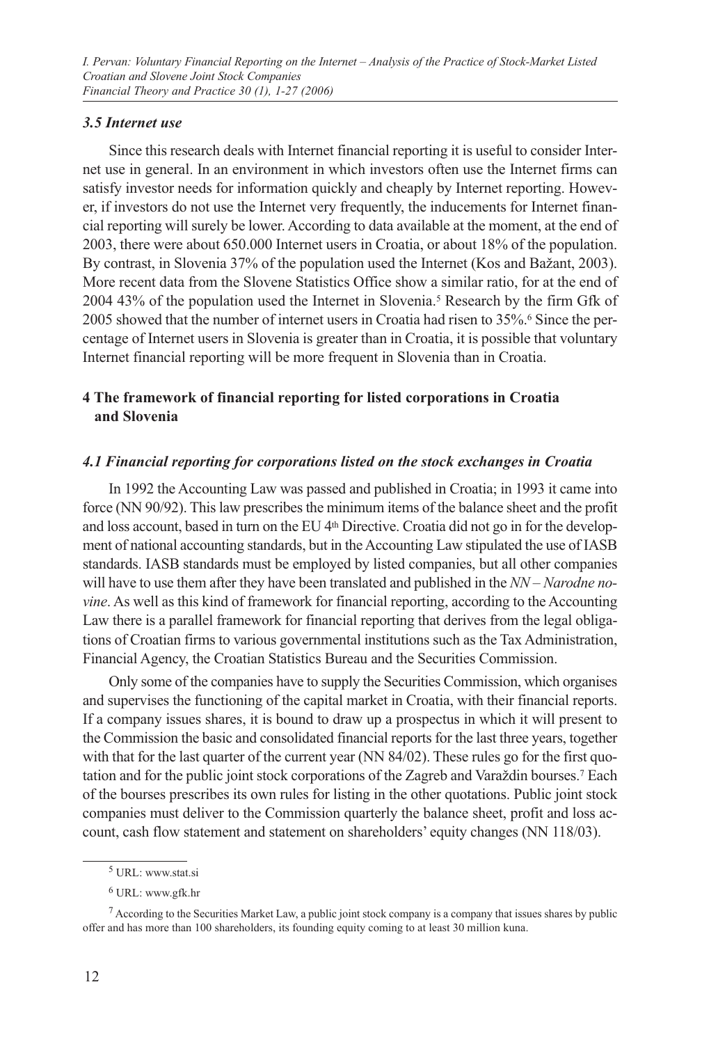### *3.5 Internet use*

Since this research deals with Internet financial reporting it is useful to consider Internet use in general. In an environment in which investors often use the Internet firms can satisfy investor needs for information quickly and cheaply by Internet reporting. However, if investors do not use the Internet very frequently, the inducements for Internet financial reporting will surely be lower. According to data available at the moment, at the end of 2003, there were about 650.000 Internet users in Croatia, or about 18% of the population. By contrast, in Slovenia 37% of the population used the Internet (Kos and Bažant, 2003). More recent data from the Slovene Statistics Office show a similar ratio, for at the end of 2004 43% of the population used the Internet in Slovenia.[5] Research by the firm Gfk of 2005 showed that the number of internet users in Croatia had risen to 35%.[6] Since the percentage of Internet users in Slovenia is greater than in Croatia, it is possible that voluntary Internet financial reporting will be more frequent in Slovenia than in Croatia.

## 4 The framework of financial reporting for listed corporations in Croatia and Slovenia

### *4.1 Financial reporting for corporations listed on the stock exchanges in Croatia*

In 1992 the Accounting Law was passed and published in Croatia; in 1993 it came into force (NN 90/92). This law prescribes the minimum items of the balance sheet and the profit and loss account, based in turn on the EU 4th Directive. Croatia did not go in for the development of national accounting standards, but in the Accounting Law stipulated the use of IASB standards. IASB standards must be employed by listed companies, but all other companies will have to use them after they have been translated and published in the *NN – Narodne novine*. As well as this kind of framework for financial reporting, according to the Accounting Law there is a parallel framework for financial reporting that derives from the legal obligations of Croatian firms to various governmental institutions such as the Tax Administration, Financial Agency, the Croatian Statistics Bureau and the Securities Commission.

Only some of the companies have to supply the Securities Commission, which organises and supervises the functioning of the capital market in Croatia, with their financial reports. If a company issues shares, it is bound to draw up a prospectus in which it will present to the Commission the basic and consolidated financial reports for the last three years, together with that for the last quarter of the current year (NN 84/02). These rules go for the first quotation and for the public joint stock corporations of the Zagreb and Varaždin bourses.[7] Each of the bourses prescribes its own rules for listing in the other quotations. Public joint stock companies must deliver to the Commission quarterly the balance sheet, profit and loss account, cash flow statement and statement on shareholders' equity changes (NN 118/03).

---

[5] URL: www.stat.si

[6] URL: www.gfk.hr

[7] According to the Securities Market Law, a public joint stock company is a company that issues shares by public offer and has more than 100 shareholders, its founding equity coming to at least 30 million kuna.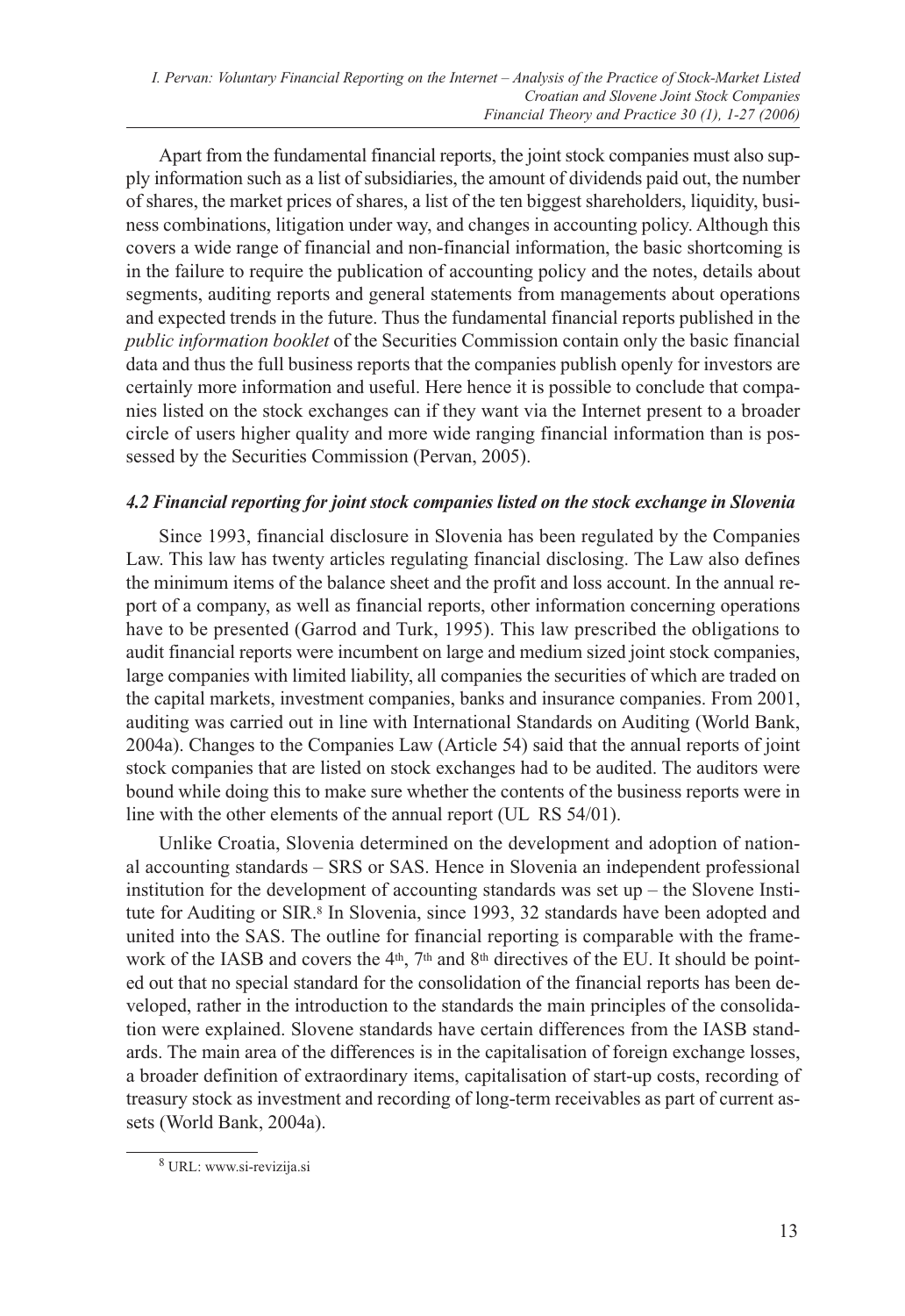Apart from the fundamental financial reports, the joint stock companies must also supply information such as a list of subsidiaries, the amount of dividends paid out, the number of shares, the market prices of shares, a list of the ten biggest shareholders, liquidity, business combinations, litigation under way, and changes in accounting policy. Although this covers a wide range of financial and non-financial information, the basic shortcoming is in the failure to require the publication of accounting policy and the notes, details about segments, auditing reports and general statements from managements about operations and expected trends in the future. Thus the fundamental financial reports published in the *public information booklet* of the Securities Commission contain only the basic financial data and thus the full business reports that the companies publish openly for investors are certainly more information and useful. Here hence it is possible to conclude that companies listed on the stock exchanges can if they want via the Internet present to a broader circle of users higher quality and more wide ranging financial information than is possessed by the Securities Commission (Pervan, 2005).

### *4.2 Financial reporting for joint stock companies listed on the stock exchange in Slovenia*

Since 1993, financial disclosure in Slovenia has been regulated by the Companies Law. This law has twenty articles regulating financial disclosing. The Law also defines the minimum items of the balance sheet and the profit and loss account. In the annual report of a company, as well as financial reports, other information concerning operations have to be presented (Garrod and Turk, 1995). This law prescribed the obligations to audit financial reports were incumbent on large and medium sized joint stock companies, large companies with limited liability, all companies the securities of which are traded on the capital markets, investment companies, banks and insurance companies. From 2001, auditing was carried out in line with International Standards on Auditing (World Bank, 2004a). Changes to the Companies Law (Article 54) said that the annual reports of joint stock companies that are listed on stock exchanges had to be audited. The auditors were bound while doing this to make sure whether the contents of the business reports were in line with the other elements of the annual report (UL RS 54/01).

Unlike Croatia, Slovenia determined on the development and adoption of national accounting standards – SRS or SAS. Hence in Slovenia an independent professional institution for the development of accounting standards was set up – the Slovene Institute for Auditing or SIR.[8] In Slovenia, since 1993, 32 standards have been adopted and united into the SAS. The outline for financial reporting is comparable with the framework of the IASB and covers the 4th, 7th and 8th directives of the EU. It should be pointed out that no special standard for the consolidation of the financial reports has been developed, rather in the introduction to the standards the main principles of the consolidation were explained. Slovene standards have certain differences from the IASB standards. The main area of the differences is in the capitalisation of foreign exchange losses, a broader definition of extraordinary items, capitalisation of start-up costs, recording of treasury stock as investment and recording of long-term receivables as part of current assets (World Bank, 2004a).

---

[8] URL: www.si-revizija.si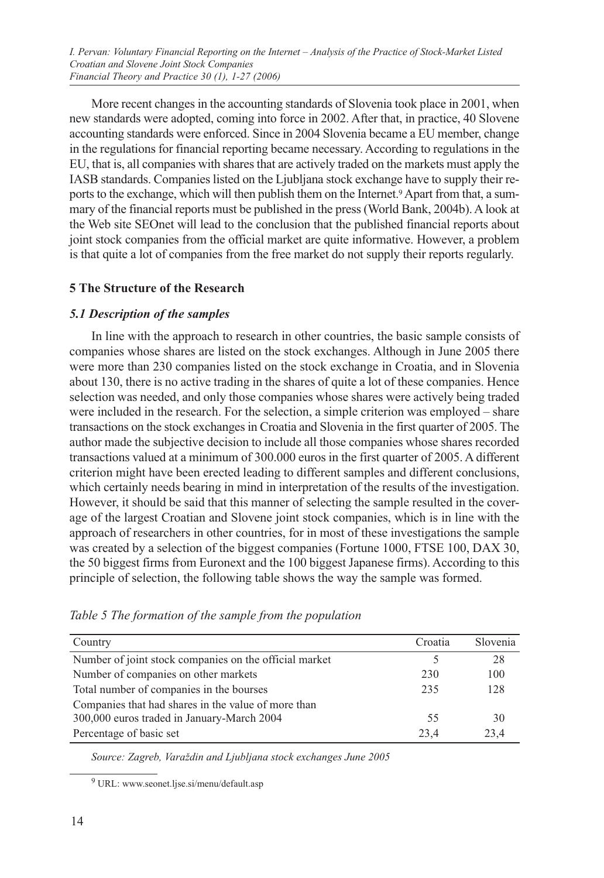More recent changes in the accounting standards of Slovenia took place in 2001, when new standards were adopted, coming into force in 2002. After that, in practice, 40 Slovene accounting standards were enforced. Since in 2004 Slovenia became a EU member, change in the regulations for financial reporting became necessary. According to regulations in the EU, that is, all companies with shares that are actively traded on the markets must apply the IASB standards. Companies listed on the Ljubljana stock exchange have to supply their reports to the exchange, which will then publish them on the Internet.[9] Apart from that, a summary of the financial reports must be published in the press (World Bank, 2004b). A look at the Web site SEOnet will lead to the conclusion that the published financial reports about joint stock companies from the official market are quite informative. However, a problem is that quite a lot of companies from the free market do not supply their reports regularly.

## 5 The Structure of the Research

### *5.1 Description of the samples*

In line with the approach to research in other countries, the basic sample consists of companies whose shares are listed on the stock exchanges. Although in June 2005 there were more than 230 companies listed on the stock exchange in Croatia, and in Slovenia about 130, there is no active trading in the shares of quite a lot of these companies. Hence selection was needed, and only those companies whose shares were actively being traded were included in the research. For the selection, a simple criterion was employed – share transactions on the stock exchanges in Croatia and Slovenia in the first quarter of 2005. The author made the subjective decision to include all those companies whose shares recorded transactions valued at a minimum of 300.000 euros in the first quarter of 2005. A different criterion might have been erected leading to different samples and different conclusions, which certainly needs bearing in mind in interpretation of the results of the investigation. However, it should be said that this manner of selecting the sample resulted in the coverage of the largest Croatian and Slovene joint stock companies, which is in line with the approach of researchers in other countries, for in most of these investigations the sample was created by a selection of the biggest companies (Fortune 1000, FTSE 100, DAX 30, the 50 biggest firms from Euronext and the 100 biggest Japanese firms). According to this principle of selection, the following table shows the way the sample was formed.

*Table 5 The formation of the sample from the population*

| Country | Croatia | Slovenia |
|---|---|---|
| Number of joint stock companies on the official market | 5 | 28 |
| Number of companies on other markets | 230 | 100 |
| Total number of companies in the bourses | 235 | 128 |
| Companies that had shares in the value of more than 300,000 euros traded in January-March 2004 | 55 | 30 |
| Percentage of basic set | 23,4 | 23,4 |

*Source: Zagreb, Varaždin and Ljubljana stock exchanges June 2005*

[9] URL: www.seonet.ljse.si/menu/default.asp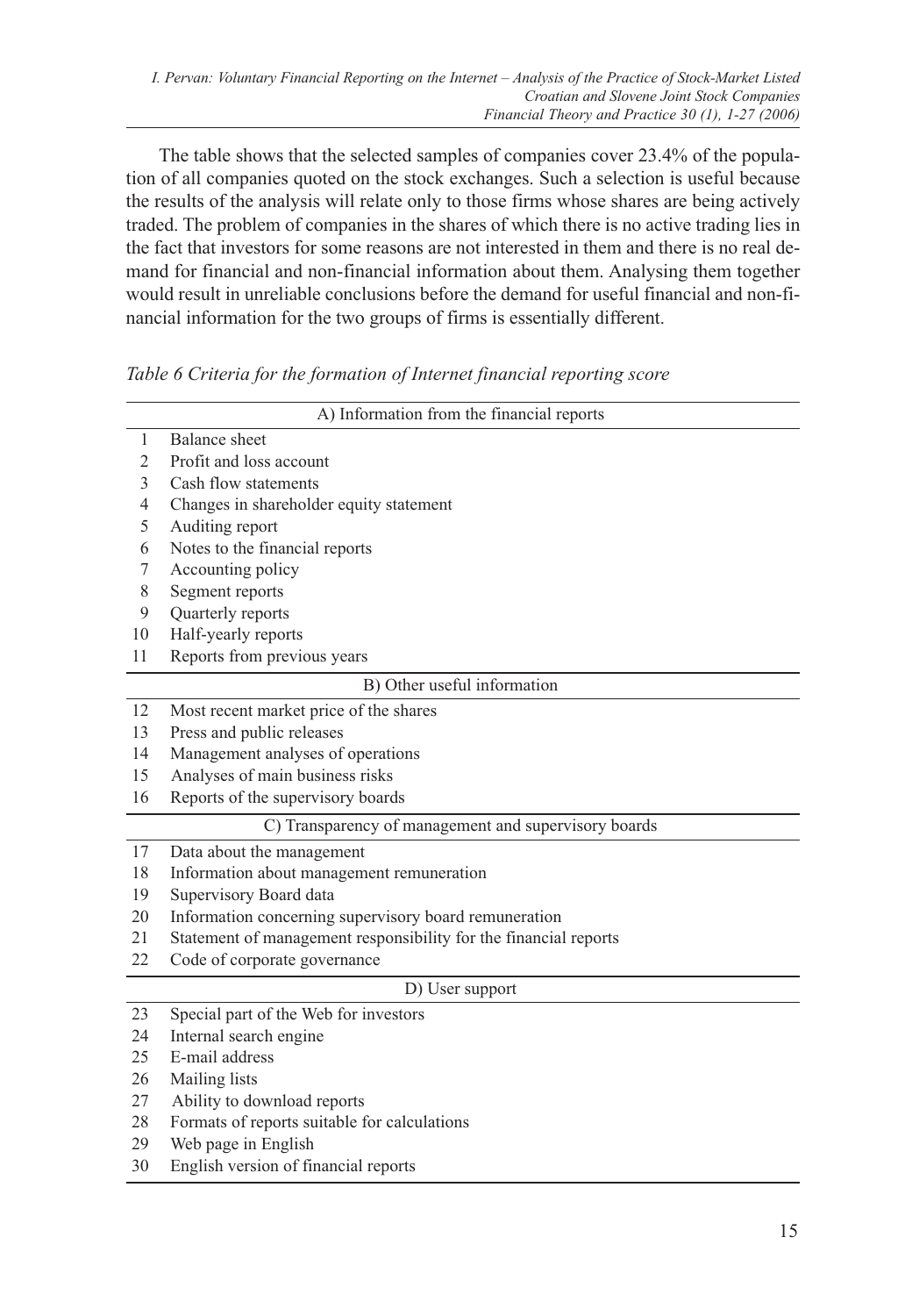The table shows that the selected samples of companies cover 23.4% of the population of all companies quoted on the stock exchanges. Such a selection is useful because the results of the analysis will relate only to those firms whose shares are being actively traded. The problem of companies in the shares of which there is no active trading lies in the fact that investors for some reasons are not interested in them and there is no real demand for financial and non-financial information about them. Analysing them together would result in unreliable conclusions before the demand for useful financial and non-financial information for the two groups of firms is essentially different.

*Table 6 Criteria for the formation of Internet financial reporting score*

| | A) Information from the financial reports |
|---|---|
| 1 | Balance sheet |
| 2 | Profit and loss account |
| 3 | Cash flow statements |
| 4 | Changes in shareholder equity statement |
| 5 | Auditing report |
| 6 | Notes to the financial reports |
| 7 | Accounting policy |
| 8 | Segment reports |
| 9 | Quarterly reports |
| 10 | Half-yearly reports |
| 11 | Reports from previous years |
| | **B) Other useful information** |
| 12 | Most recent market price of the shares |
| 13 | Press and public releases |
| 14 | Management analyses of operations |
| 15 | Analyses of main business risks |
| 16 | Reports of the supervisory boards |
| | **C) Transparency of management and supervisory boards** |
| 17 | Data about the management |
| 18 | Information about management remuneration |
| 19 | Supervisory Board data |
| 20 | Information concerning supervisory board remuneration |
| 21 | Statement of management responsibility for the financial reports |
| 22 | Code of corporate governance |
| | **D) User support** |
| 23 | Special part of the Web for investors |
| 24 | Internal search engine |
| 25 | E-mail address |
| 26 | Mailing lists |
| 27 | Ability to download reports |
| 28 | Formats of reports suitable for calculations |
| 29 | Web page in English |
| 30 | English version of financial reports |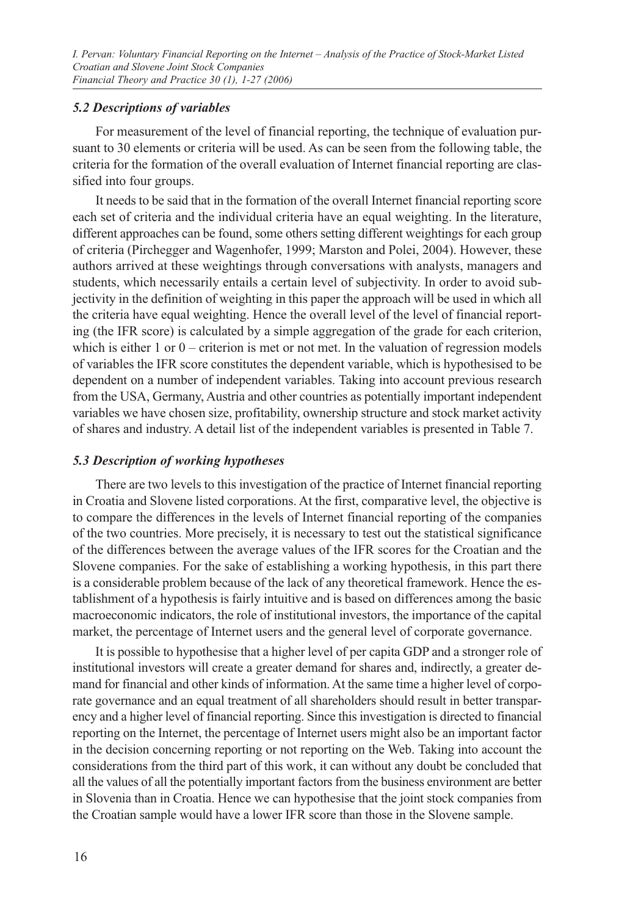### *5.2 Descriptions of variables*

For measurement of the level of financial reporting, the technique of evaluation pursuant to 30 elements or criteria will be used. As can be seen from the following table, the criteria for the formation of the overall evaluation of Internet financial reporting are classified into four groups.

It needs to be said that in the formation of the overall Internet financial reporting score each set of criteria and the individual criteria have an equal weighting. In the literature, different approaches can be found, some others setting different weightings for each group of criteria (Pirchegger and Wagenhofer, 1999; Marston and Polei, 2004). However, these authors arrived at these weightings through conversations with analysts, managers and students, which necessarily entails a certain level of subjectivity. In order to avoid subjectivity in the definition of weighting in this paper the approach will be used in which all the criteria have equal weighting. Hence the overall level of the level of financial reporting (the IFR score) is calculated by a simple aggregation of the grade for each criterion, which is either 1 or 0 – criterion is met or not met. In the valuation of regression models of variables the IFR score constitutes the dependent variable, which is hypothesised to be dependent on a number of independent variables. Taking into account previous research from the USA, Germany, Austria and other countries as potentially important independent variables we have chosen size, profitability, ownership structure and stock market activity of shares and industry. A detail list of the independent variables is presented in Table 7.

### *5.3 Description of working hypotheses*

There are two levels to this investigation of the practice of Internet financial reporting in Croatia and Slovene listed corporations. At the first, comparative level, the objective is to compare the differences in the levels of Internet financial reporting of the companies of the two countries. More precisely, it is necessary to test out the statistical significance of the differences between the average values of the IFR scores for the Croatian and the Slovene companies. For the sake of establishing a working hypothesis, in this part there is a considerable problem because of the lack of any theoretical framework. Hence the establishment of a hypothesis is fairly intuitive and is based on differences among the basic macroeconomic indicators, the role of institutional investors, the importance of the capital market, the percentage of Internet users and the general level of corporate governance.

It is possible to hypothesise that a higher level of per capita GDP and a stronger role of institutional investors will create a greater demand for shares and, indirectly, a greater demand for financial and other kinds of information. At the same time a higher level of corporate governance and an equal treatment of all shareholders should result in better transparency and a higher level of financial reporting. Since this investigation is directed to financial reporting on the Internet, the percentage of Internet users might also be an important factor in the decision concerning reporting or not reporting on the Web. Taking into account the considerations from the third part of this work, it can without any doubt be concluded that all the values of all the potentially important factors from the business environment are better in Slovenia than in Croatia. Hence we can hypothesise that the joint stock companies from the Croatian sample would have a lower IFR score than those in the Slovene sample.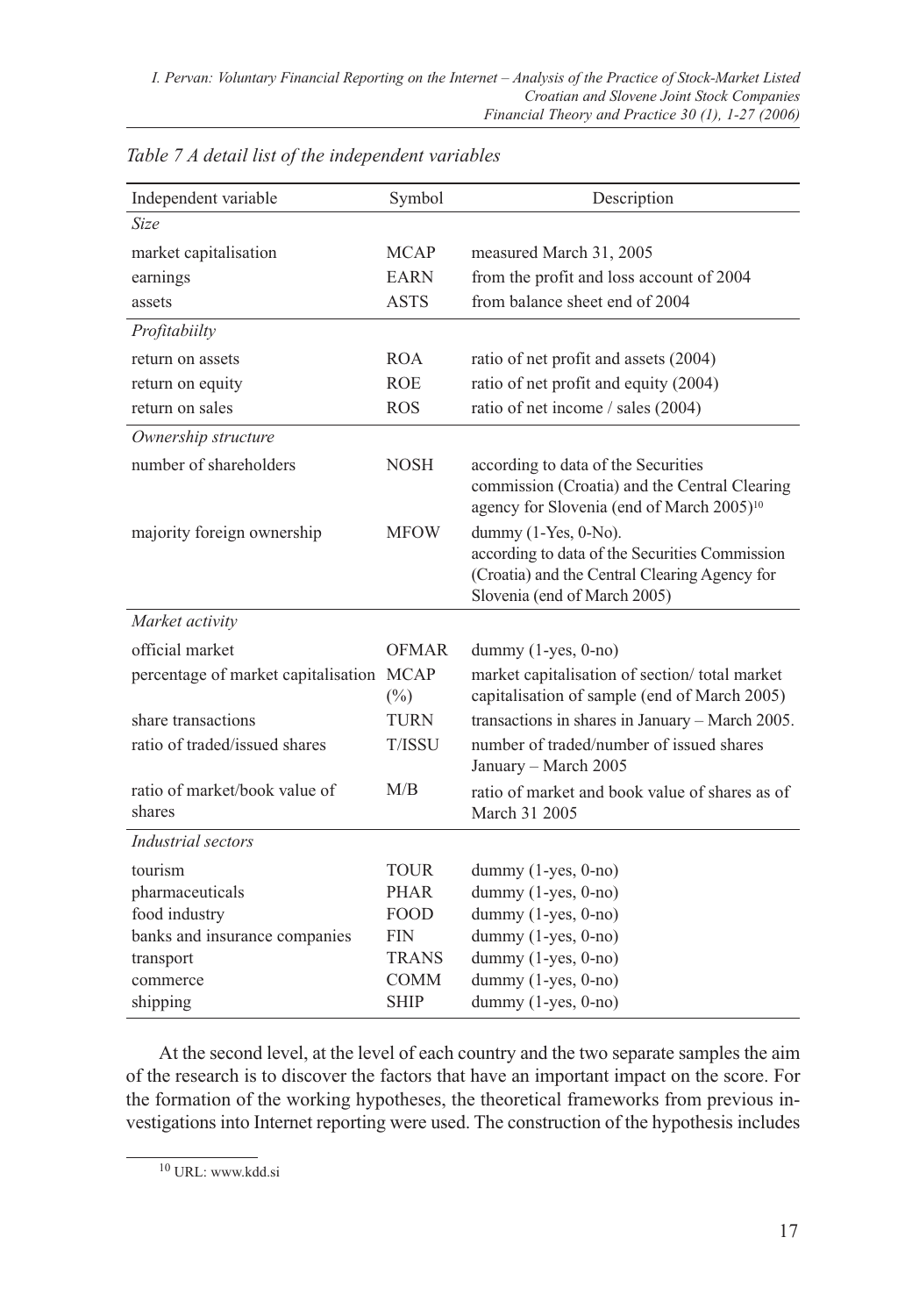*Table 7 A detail list of the independent variables*

| Independent variable | Symbol | Description |
|---|---|---|
| *Size* | | |
| market capitalisation | MCAP | measured March 31, 2005 |
| earnings | EARN | from the profit and loss account of 2004 |
| assets | ASTS | from balance sheet end of 2004 |
| *Profitabiilty* | | |
| return on assets | ROA | ratio of net profit and assets (2004) |
| return on equity | ROE | ratio of net profit and equity (2004) |
| return on sales | ROS | ratio of net income / sales (2004) |
| *Ownership structure* | | |
| number of shareholders | NOSH | according to data of the Securities commission (Croatia) and the Central Clearing agency for Slovenia (end of March 2005)[10] |
| majority foreign ownership | MFOW | dummy (1-Yes, 0-No). according to data of the Securities Commission (Croatia) and the Central Clearing Agency for Slovenia (end of March 2005) |
| *Market activity* | | |
| official market | OFMAR | dummy (1-yes, 0-no) |
| percentage of market capitalisation | MCAP (%) | market capitalisation of section/ total market capitalisation of sample (end of March 2005) |
| share transactions | TURN | transactions in shares in January – March 2005. |
| ratio of traded/issued shares | T/ISSU | number of traded/number of issued shares January – March 2005 |
| ratio of market/book value of shares | M/B | ratio of market and book value of shares as of March 31 2005 |
| *Industrial sectors* | | |
| tourism | TOUR | dummy (1-yes, 0-no) |
| pharmaceuticals | PHAR | dummy (1-yes, 0-no) |
| food industry | FOOD | dummy (1-yes, 0-no) |
| banks and insurance companies | FIN | dummy (1-yes, 0-no) |
| transport | TRANS | dummy (1-yes, 0-no) |
| commerce | COMM | dummy (1-yes, 0-no) |
| shipping | SHIP | dummy (1-yes, 0-no) |

At the second level, at the level of each country and the two separate samples the aim of the research is to discover the factors that have an important impact on the score. For the formation of the working hypotheses, the theoretical frameworks from previous investigations into Internet reporting were used. The construction of the hypothesis includes

[10] URL: www.kdd.si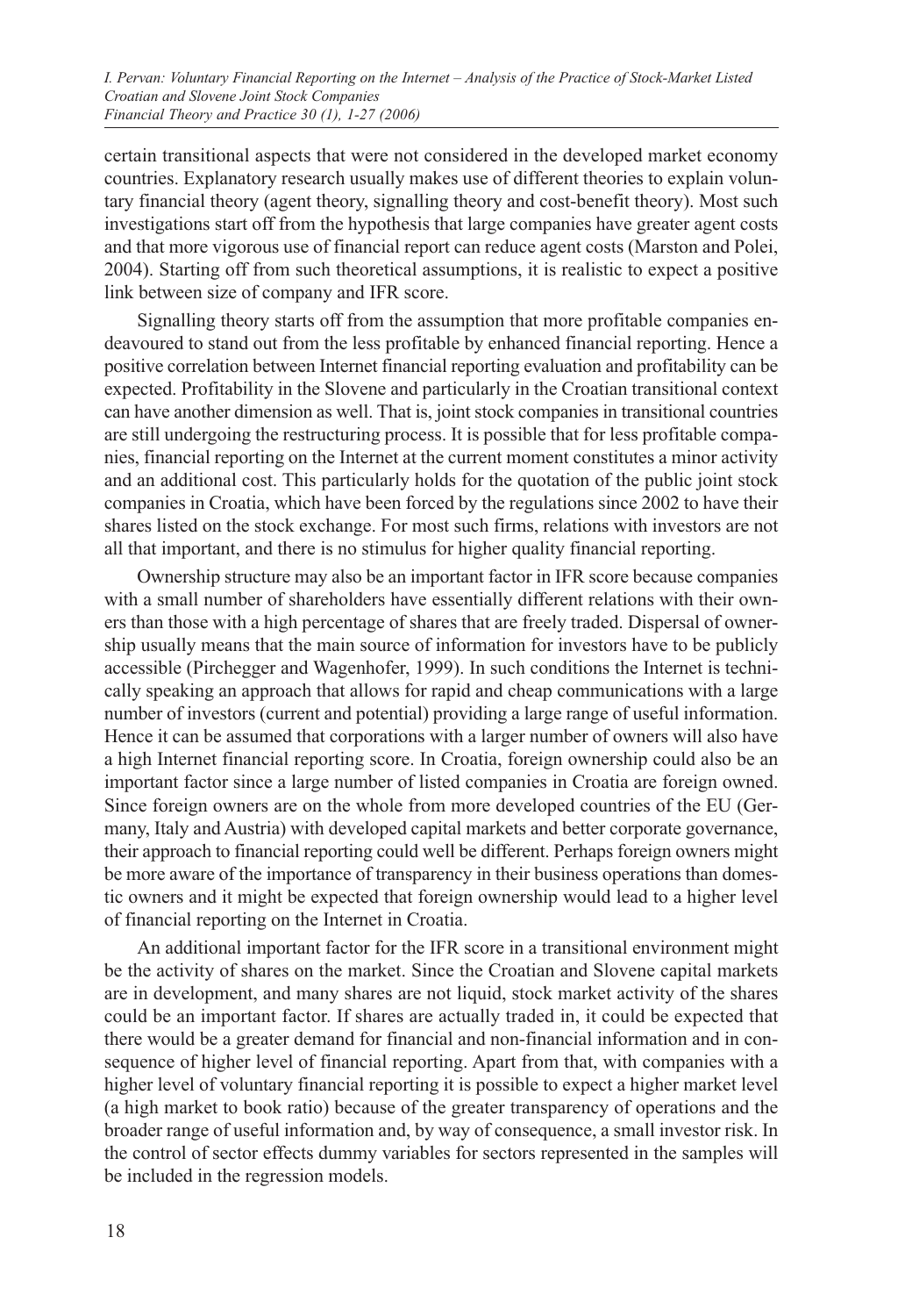certain transitional aspects that were not considered in the developed market economy countries. Explanatory research usually makes use of different theories to explain voluntary financial theory (agent theory, signalling theory and cost-benefit theory). Most such investigations start off from the hypothesis that large companies have greater agent costs and that more vigorous use of financial report can reduce agent costs (Marston and Polei, 2004). Starting off from such theoretical assumptions, it is realistic to expect a positive link between size of company and IFR score.

Signalling theory starts off from the assumption that more profitable companies endeavoured to stand out from the less profitable by enhanced financial reporting. Hence a positive correlation between Internet financial reporting evaluation and profitability can be expected. Profitability in the Slovene and particularly in the Croatian transitional context can have another dimension as well. That is, joint stock companies in transitional countries are still undergoing the restructuring process. It is possible that for less profitable companies, financial reporting on the Internet at the current moment constitutes a minor activity and an additional cost. This particularly holds for the quotation of the public joint stock companies in Croatia, which have been forced by the regulations since 2002 to have their shares listed on the stock exchange. For most such firms, relations with investors are not all that important, and there is no stimulus for higher quality financial reporting.

Ownership structure may also be an important factor in IFR score because companies with a small number of shareholders have essentially different relations with their owners than those with a high percentage of shares that are freely traded. Dispersal of ownership usually means that the main source of information for investors have to be publicly accessible (Pirchegger and Wagenhofer, 1999). In such conditions the Internet is technically speaking an approach that allows for rapid and cheap communications with a large number of investors (current and potential) providing a large range of useful information. Hence it can be assumed that corporations with a larger number of owners will also have a high Internet financial reporting score. In Croatia, foreign ownership could also be an important factor since a large number of listed companies in Croatia are foreign owned. Since foreign owners are on the whole from more developed countries of the EU (Germany, Italy and Austria) with developed capital markets and better corporate governance, their approach to financial reporting could well be different. Perhaps foreign owners might be more aware of the importance of transparency in their business operations than domestic owners and it might be expected that foreign ownership would lead to a higher level of financial reporting on the Internet in Croatia.

An additional important factor for the IFR score in a transitional environment might be the activity of shares on the market. Since the Croatian and Slovene capital markets are in development, and many shares are not liquid, stock market activity of the shares could be an important factor. If shares are actually traded in, it could be expected that there would be a greater demand for financial and non-financial information and in consequence of higher level of financial reporting. Apart from that, with companies with a higher level of voluntary financial reporting it is possible to expect a higher market level (a high market to book ratio) because of the greater transparency of operations and the broader range of useful information and, by way of consequence, a small investor risk. In the control of sector effects dummy variables for sectors represented in the samples will be included in the regression models.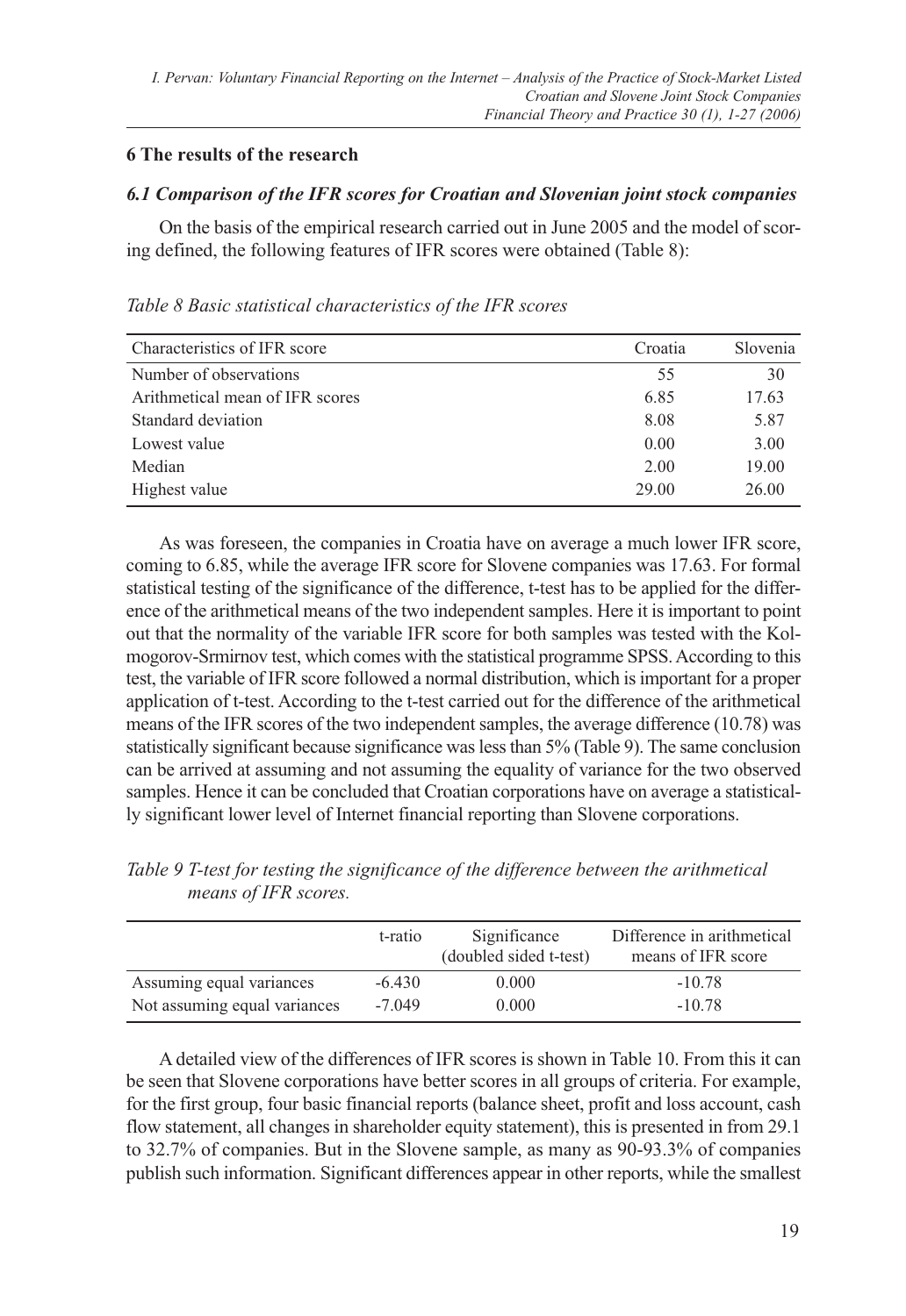## 6 The results of the research

### *6.1 Comparison of the IFR scores for Croatian and Slovenian joint stock companies*

On the basis of the empirical research carried out in June 2005 and the model of scoring defined, the following features of IFR scores were obtained (Table 8):

*Table 8 Basic statistical characteristics of the IFR scores*

| Characteristics of IFR score | Croatia | Slovenia |
|---|---|---|
| Number of observations | 55 | 30 |
| Arithmetical mean of IFR scores | 6.85 | 17.63 |
| Standard deviation | 8.08 | 5.87 |
| Lowest value | 0.00 | 3.00 |
| Median | 2.00 | 19.00 |
| Highest value | 29.00 | 26.00 |

As was foreseen, the companies in Croatia have on average a much lower IFR score, coming to 6.85, while the average IFR score for Slovene companies was 17.63. For formal statistical testing of the significance of the difference, t-test has to be applied for the difference of the arithmetical means of the two independent samples. Here it is important to point out that the normality of the variable IFR score for both samples was tested with the Kolmogorov-Srmirnov test, which comes with the statistical programme SPSS. According to this test, the variable of IFR score followed a normal distribution, which is important for a proper application of t-test. According to the t-test carried out for the difference of the arithmetical means of the IFR scores of the two independent samples, the average difference (10.78) was statistically significant because significance was less than 5% (Table 9). The same conclusion can be arrived at assuming and not assuming the equality of variance for the two observed samples. Hence it can be concluded that Croatian corporations have on average a statistically significant lower level of Internet financial reporting than Slovene corporations.

*Table 9 T-test for testing the significance of the difference between the arithmetical means of IFR scores.*

| | t-ratio | Significance (doubled sided t-test) | Difference in arithmetical means of IFR score |
|---|---|---|---|
| Assuming equal variances | -6.430 | 0.000 | -10.78 |
| Not assuming equal variances | -7.049 | 0.000 | -10.78 |

A detailed view of the differences of IFR scores is shown in Table 10. From this it can be seen that Slovene corporations have better scores in all groups of criteria. For example, for the first group, four basic financial reports (balance sheet, profit and loss account, cash flow statement, all changes in shareholder equity statement), this is presented in from 29.1 to 32.7% of companies. But in the Slovene sample, as many as 90-93.3% of companies publish such information. Significant differences appear in other reports, while the smallest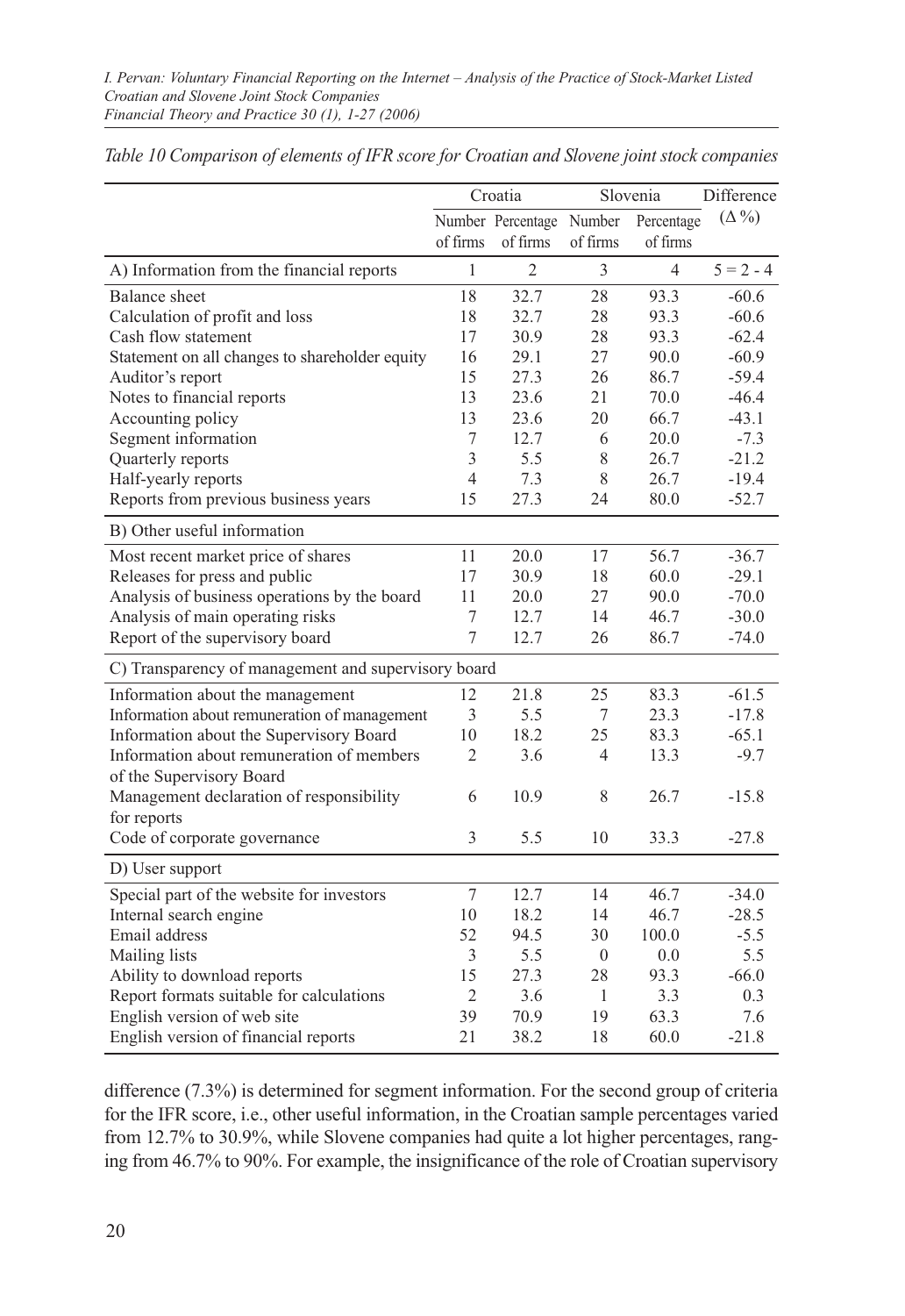*Table 10 Comparison of elements of IFR score for Croatian and Slovene joint stock companies*

| | Croatia | | Slovenia | | Difference |
|---|---|---|---|---|---|
| | Number of firms | Percentage of firms | Number of firms | Percentage of firms | (Δ %) |
| A) Information from the financial reports | 1 | 2 | 3 | 4 | 5 = 2 - 4 |
| Balance sheet | 18 | 32.7 | 28 | 93.3 | -60.6 |
| Calculation of profit and loss | 18 | 32.7 | 28 | 93.3 | -60.6 |
| Cash flow statement | 17 | 30.9 | 28 | 93.3 | -62.4 |
| Statement on all changes to shareholder equity | 16 | 29.1 | 27 | 90.0 | -60.9 |
| Auditor's report | 15 | 27.3 | 26 | 86.7 | -59.4 |
| Notes to financial reports | 13 | 23.6 | 21 | 70.0 | -46.4 |
| Accounting policy | 13 | 23.6 | 20 | 66.7 | -43.1 |
| Segment information | 7 | 12.7 | 6 | 20.0 | -7.3 |
| Quarterly reports | 3 | 5.5 | 8 | 26.7 | -21.2 |
| Half-yearly reports | 4 | 7.3 | 8 | 26.7 | -19.4 |
| Reports from previous business years | 15 | 27.3 | 24 | 80.0 | -52.7 |
| B) Other useful information | | | | | |
| Most recent market price of shares | 11 | 20.0 | 17 | 56.7 | -36.7 |
| Releases for press and public | 17 | 30.9 | 18 | 60.0 | -29.1 |
| Analysis of business operations by the board | 11 | 20.0 | 27 | 90.0 | -70.0 |
| Analysis of main operating risks | 7 | 12.7 | 14 | 46.7 | -30.0 |
| Report of the supervisory board | 7 | 12.7 | 26 | 86.7 | -74.0 |
| C) Transparency of management and supervisory board | | | | | |
| Information about the management | 12 | 21.8 | 25 | 83.3 | -61.5 |
| Information about remuneration of management | 3 | 5.5 | 7 | 23.3 | -17.8 |
| Information about the Supervisory Board | 10 | 18.2 | 25 | 83.3 | -65.1 |
| Information about remuneration of members of the Supervisory Board | 2 | 3.6 | 4 | 13.3 | -9.7 |
| Management declaration of responsibility for reports | 6 | 10.9 | 8 | 26.7 | -15.8 |
| Code of corporate governance | 3 | 5.5 | 10 | 33.3 | -27.8 |
| D) User support | | | | | |
| Special part of the website for investors | 7 | 12.7 | 14 | 46.7 | -34.0 |
| Internal search engine | 10 | 18.2 | 14 | 46.7 | -28.5 |
| Email address | 52 | 94.5 | 30 | 100.0 | -5.5 |
| Mailing lists | 3 | 5.5 | 0 | 0.0 | 5.5 |
| Ability to download reports | 15 | 27.3 | 28 | 93.3 | -66.0 |
| Report formats suitable for calculations | 2 | 3.6 | 1 | 3.3 | 0.3 |
| English version of web site | 39 | 70.9 | 19 | 63.3 | 7.6 |
| English version of financial reports | 21 | 38.2 | 18 | 60.0 | -21.8 |

difference (7.3%) is determined for segment information. For the second group of criteria for the IFR score, i.e., other useful information, in the Croatian sample percentages varied from 12.7% to 30.9%, while Slovene companies had quite a lot higher percentages, ranging from 46.7% to 90%. For example, the insignificance of the role of Croatian supervisory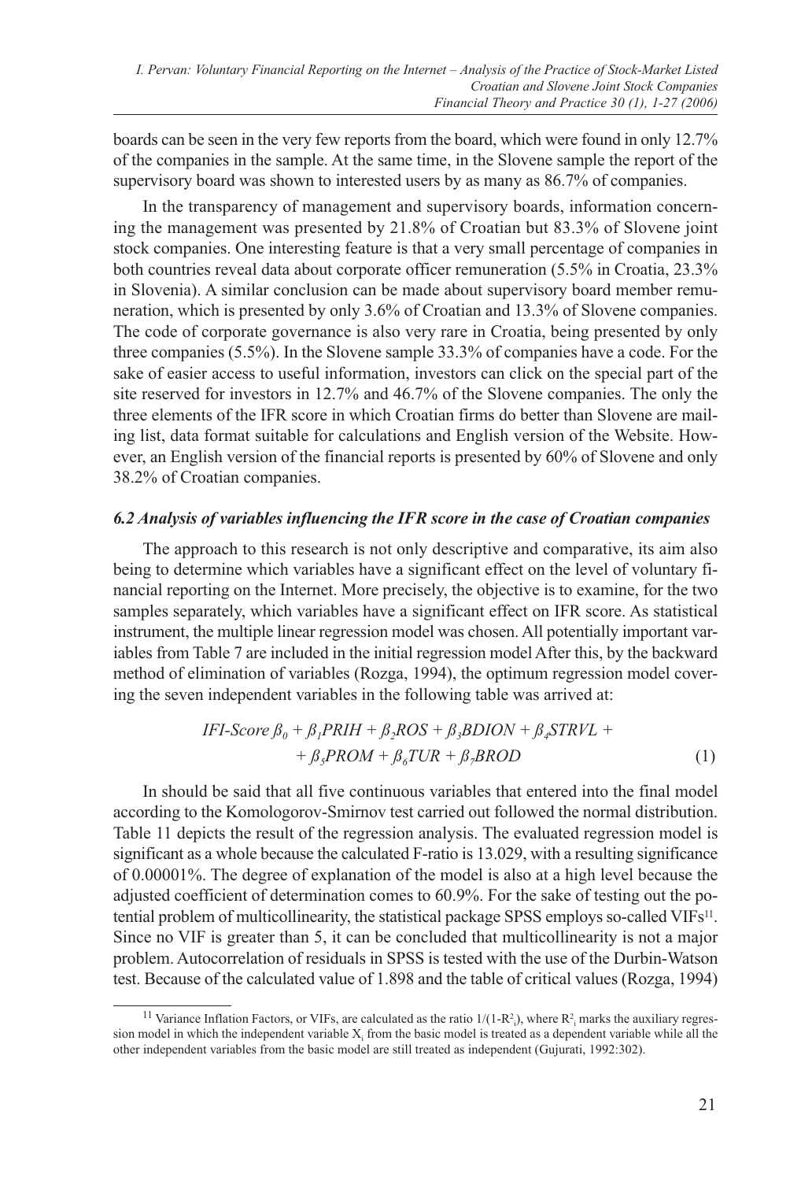boards can be seen in the very few reports from the board, which were found in only 12.7% of the companies in the sample. At the same time, in the Slovene sample the report of the supervisory board was shown to interested users by as many as 86.7% of companies.

In the transparency of management and supervisory boards, information concerning the management was presented by 21.8% of Croatian but 83.3% of Slovene joint stock companies. One interesting feature is that a very small percentage of companies in both countries reveal data about corporate officer remuneration (5.5% in Croatia, 23.3% in Slovenia). A similar conclusion can be made about supervisory board member remuneration, which is presented by only 3.6% of Croatian and 13.3% of Slovene companies. The code of corporate governance is also very rare in Croatia, being presented by only three companies (5.5%). In the Slovene sample 33.3% of companies have a code. For the sake of easier access to useful information, investors can click on the special part of the site reserved for investors in 12.7% and 46.7% of the Slovene companies. The only the three elements of the IFR score in which Croatian firms do better than Slovene are mailing list, data format suitable for calculations and English version of the Website. However, an English version of the financial reports is presented by 60% of Slovene and only 38.2% of Croatian companies.

### *6.2 Analysis of variables influencing the IFR score in the case of Croatian companies*

The approach to this research is not only descriptive and comparative, its aim also being to determine which variables have a significant effect on the level of voluntary financial reporting on the Internet. More precisely, the objective is to examine, for the two samples separately, which variables have a significant effect on IFR score. As statistical instrument, the multiple linear regression model was chosen. All potentially important variables from Table 7 are included in the initial regression model After this, by the backward method of elimination of variables (Rozga, 1994), the optimum regression model covering the seven independent variables in the following table was arrived at:

$$IFI\text{-}Score\ \beta_0 + \beta_1 PRIH + \beta_2 ROS + \beta_3 BDION + \beta_4 STRVL + \beta_5 PROM + \beta_6 TUR + \beta_7 BROD \quad (1)$$

In should be said that all five continuous variables that entered into the final model according to the Komologorov-Smirnov test carried out followed the normal distribution. Table 11 depicts the result of the regression analysis. The evaluated regression model is significant as a whole because the calculated F-ratio is 13.029, with a resulting significance of 0.00001%. The degree of explanation of the model is also at a high level because the adjusted coefficient of determination comes to 60.9%. For the sake of testing out the potential problem of multicollinearity, the statistical package SPSS employs so-called VIFs[11]. Since no VIF is greater than 5, it can be concluded that multicollinearity is not a major problem. Autocorrelation of residuals in SPSS is tested with the use of the Durbin-Watson test. Because of the calculated value of 1.898 and the table of critical values (Rozga, 1994)

[11] Variance Inflation Factors, or VIFs, are calculated as the ratio $1/(1-R^2_i)$, where $R^2_i$ marks the auxiliary regression model in which the independent variable $X_i$ from the basic model is treated as a dependent variable while all the other independent variables from the basic model are still treated as independent (Gujurati, 1992:302).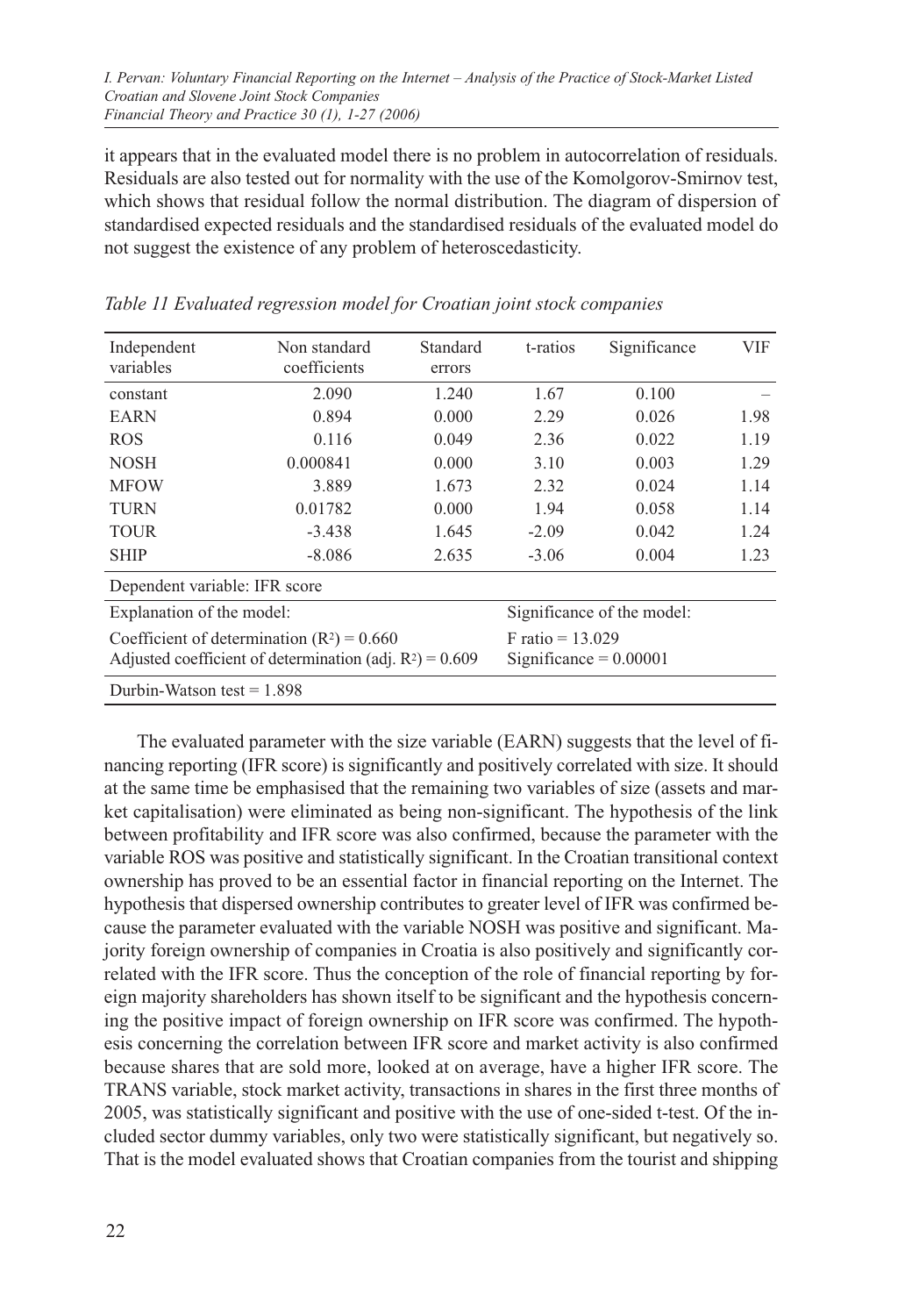it appears that in the evaluated model there is no problem in autocorrelation of residuals. Residuals are also tested out for normality with the use of the Komolgorov-Smirnov test, which shows that residual follow the normal distribution. The diagram of dispersion of standardised expected residuals and the standardised residuals of the evaluated model do not suggest the existence of any problem of heteroscedasticity.

*Table 11 Evaluated regression model for Croatian joint stock companies*

| Independent variables | Non standard coefficients | Standard errors | t-ratios | Significance | VIF |
|---|---|---|---|---|---|
| constant | 2.090 | 1.240 | 1.67 | 0.100 | – |
| EARN | 0.894 | 0.000 | 2.29 | 0.026 | 1.98 |
| ROS | 0.116 | 0.049 | 2.36 | 0.022 | 1.19 |
| NOSH | 0.000841 | 0.000 | 3.10 | 0.003 | 1.29 |
| MFOW | 3.889 | 1.673 | 2.32 | 0.024 | 1.14 |
| TURN | 0.01782 | 0.000 | 1.94 | 0.058 | 1.14 |
| TOUR | -3.438 | 1.645 | -2.09 | 0.042 | 1.24 |
| SHIP | -8.086 | 2.635 | -3.06 | 0.004 | 1.23 |
| Dependent variable: IFR score | | | | | |
| Explanation of the model: | | | Significance of the model: | | |
| Coefficient of determination ($R^2$) = 0.660<br>Adjusted coefficient of determination (adj. $R^2$) = 0.609 | | | F ratio = 13.029<br>Significance = 0.00001 | | |
| Durbin-Watson test = 1.898 | | | | | |

The evaluated parameter with the size variable (EARN) suggests that the level of financing reporting (IFR score) is significantly and positively correlated with size. It should at the same time be emphasised that the remaining two variables of size (assets and market capitalisation) were eliminated as being non-significant. The hypothesis of the link between profitability and IFR score was also confirmed, because the parameter with the variable ROS was positive and statistically significant. In the Croatian transitional context ownership has proved to be an essential factor in financial reporting on the Internet. The hypothesis that dispersed ownership contributes to greater level of IFR was confirmed because the parameter evaluated with the variable NOSH was positive and significant. Majority foreign ownership of companies in Croatia is also positively and significantly correlated with the IFR score. Thus the conception of the role of financial reporting by foreign majority shareholders has shown itself to be significant and the hypothesis concerning the positive impact of foreign ownership on IFR score was confirmed. The hypothesis concerning the correlation between IFR score and market activity is also confirmed because shares that are sold more, looked at on average, have a higher IFR score. The TRANS variable, stock market activity, transactions in shares in the first three months of 2005, was statistically significant and positive with the use of one-sided t-test. Of the included sector dummy variables, only two were statistically significant, but negatively so. That is the model evaluated shows that Croatian companies from the tourist and shipping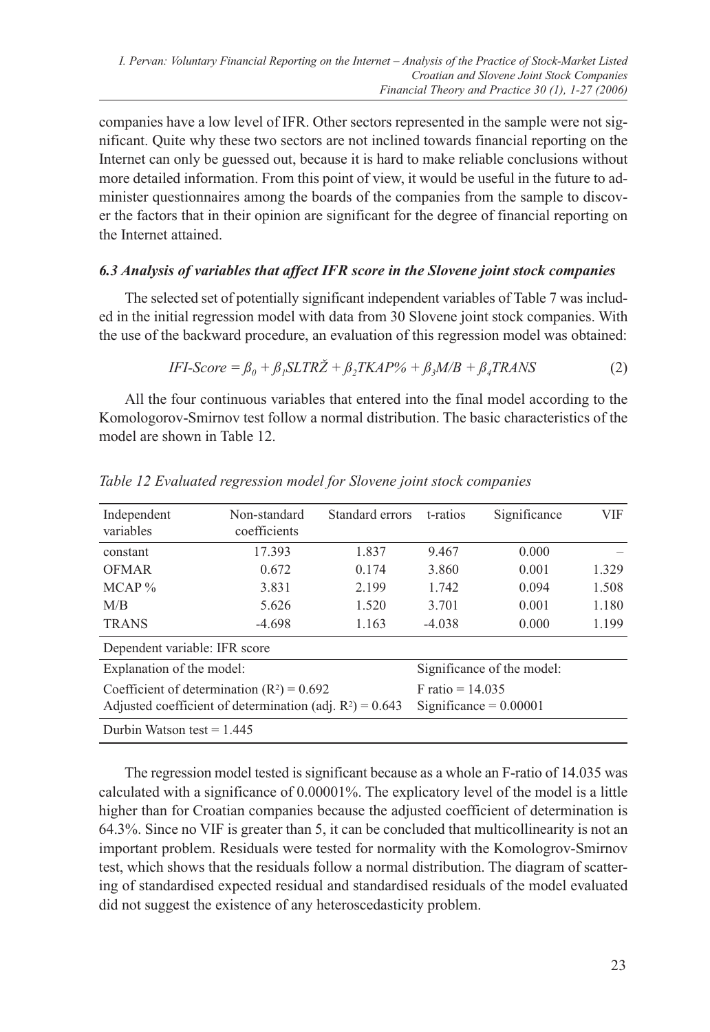companies have a low level of IFR. Other sectors represented in the sample were not significant. Quite why these two sectors are not inclined towards financial reporting on the Internet can only be guessed out, because it is hard to make reliable conclusions without more detailed information. From this point of view, it would be useful in the future to administer questionnaires among the boards of the companies from the sample to discover the factors that in their opinion are significant for the degree of financial reporting on the Internet attained.

### *6.3 Analysis of variables that affect IFR score in the Slovene joint stock companies*

The selected set of potentially significant independent variables of Table 7 was included in the initial regression model with data from 30 Slovene joint stock companies. With the use of the backward procedure, an evaluation of this regression model was obtained:

$$IFI\text{-}Score = \beta_0 + \beta_1 SLTR\check{Z} + \beta_2 TKAP\% + \beta_3 M/B + \beta_4 TRANS \tag{2}$$

All the four continuous variables that entered into the final model according to the Komologorov-Smirnov test follow a normal distribution. The basic characteristics of the model are shown in Table 12.

*Table 12 Evaluated regression model for Slovene joint stock companies*

| Independent variables | Non-standard coefficients | Standard errors | t-ratios | Significance | VIF |
|---|---|---|---|---|---|
| constant | 17.393 | 1.837 | 9.467 | 0.000 | – |
| OFMAR | 0.672 | 0.174 | 3.860 | 0.001 | 1.329 |
| MCAP % | 3.831 | 2.199 | 1.742 | 0.094 | 1.508 |
| M/B | 5.626 | 1.520 | 3.701 | 0.001 | 1.180 |
| TRANS | -4.698 | 1.163 | -4.038 | 0.000 | 1.199 |
| Dependent variable: IFR score | | | | | |
| Explanation of the model: | | | Significance of the model: | | |
| Coefficient of determination ($R^2$) = 0.692 | | | F ratio = 14.035 | | |
| Adjusted coefficient of determination (adj. $R^2$) = 0.643 | | | Significance = 0.00001 | | |
| Durbin Watson test = 1.445 | | | | | |

The regression model tested is significant because as a whole an F-ratio of 14.035 was calculated with a significance of 0.00001%. The explicatory level of the model is a little higher than for Croatian companies because the adjusted coefficient of determination is 64.3%. Since no VIF is greater than 5, it can be concluded that multicollinearity is not an important problem. Residuals were tested for normality with the Komologrov-Smirnov test, which shows that the residuals follow a normal distribution. The diagram of scattering of standardised expected residual and standardised residuals of the model evaluated did not suggest the existence of any heteroscedasticity problem.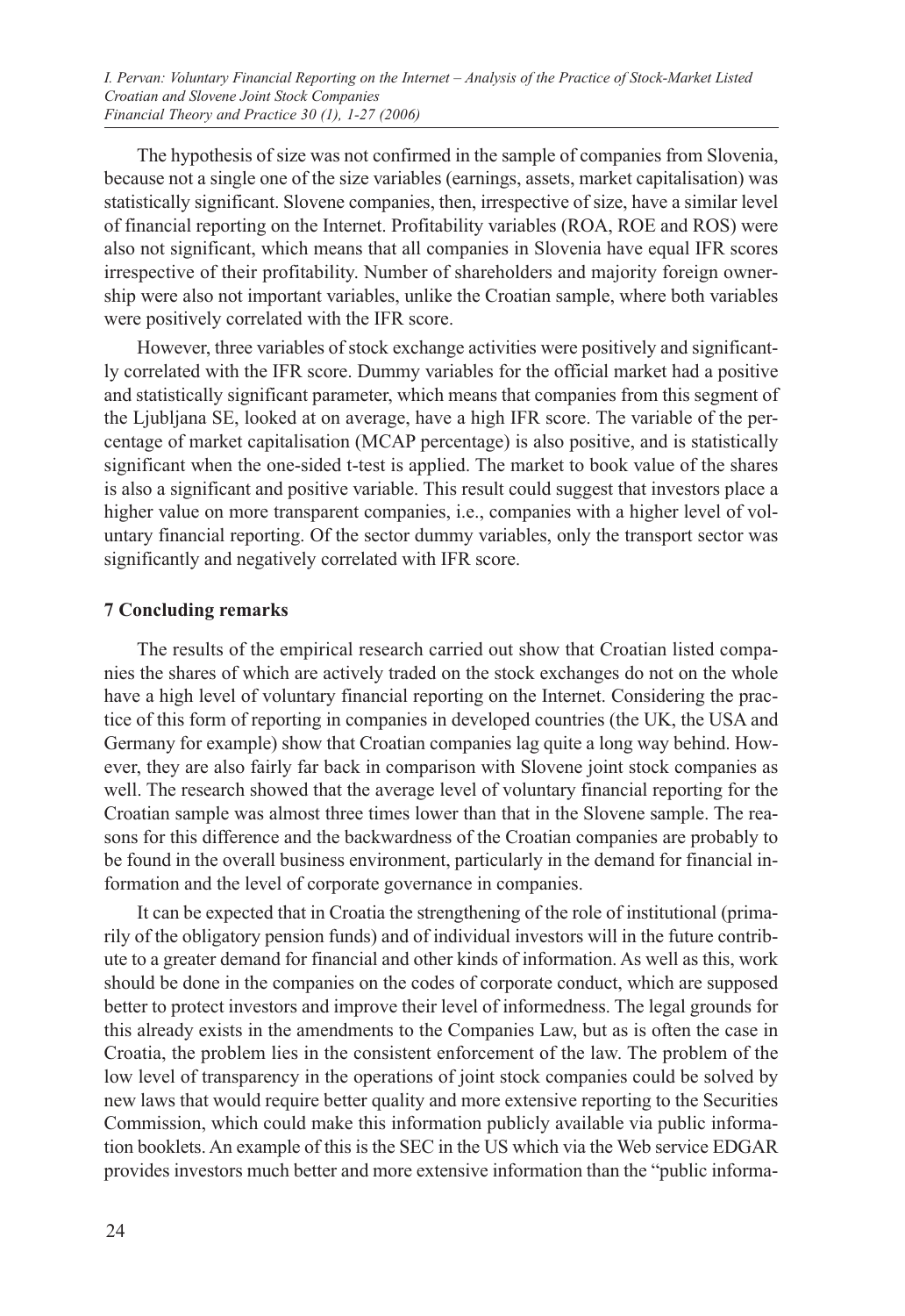The hypothesis of size was not confirmed in the sample of companies from Slovenia, because not a single one of the size variables (earnings, assets, market capitalisation) was statistically significant. Slovene companies, then, irrespective of size, have a similar level of financial reporting on the Internet. Profitability variables (ROA, ROE and ROS) were also not significant, which means that all companies in Slovenia have equal IFR scores irrespective of their profitability. Number of shareholders and majority foreign ownership were also not important variables, unlike the Croatian sample, where both variables were positively correlated with the IFR score.

However, three variables of stock exchange activities were positively and significantly correlated with the IFR score. Dummy variables for the official market had a positive and statistically significant parameter, which means that companies from this segment of the Ljubljana SE, looked at on average, have a high IFR score. The variable of the percentage of market capitalisation (MCAP percentage) is also positive, and is statistically significant when the one-sided t-test is applied. The market to book value of the shares is also a significant and positive variable. This result could suggest that investors place a higher value on more transparent companies, i.e., companies with a higher level of voluntary financial reporting. Of the sector dummy variables, only the transport sector was significantly and negatively correlated with IFR score.

## 7 Concluding remarks

The results of the empirical research carried out show that Croatian listed companies the shares of which are actively traded on the stock exchanges do not on the whole have a high level of voluntary financial reporting on the Internet. Considering the practice of this form of reporting in companies in developed countries (the UK, the USA and Germany for example) show that Croatian companies lag quite a long way behind. However, they are also fairly far back in comparison with Slovene joint stock companies as well. The research showed that the average level of voluntary financial reporting for the Croatian sample was almost three times lower than that in the Slovene sample. The reasons for this difference and the backwardness of the Croatian companies are probably to be found in the overall business environment, particularly in the demand for financial information and the level of corporate governance in companies.

It can be expected that in Croatia the strengthening of the role of institutional (primarily of the obligatory pension funds) and of individual investors will in the future contribute to a greater demand for financial and other kinds of information. As well as this, work should be done in the companies on the codes of corporate conduct, which are supposed better to protect investors and improve their level of informedness. The legal grounds for this already exists in the amendments to the Companies Law, but as is often the case in Croatia, the problem lies in the consistent enforcement of the law. The problem of the low level of transparency in the operations of joint stock companies could be solved by new laws that would require better quality and more extensive reporting to the Securities Commission, which could make this information publicly available via public information booklets. An example of this is the SEC in the US which via the Web service EDGAR provides investors much better and more extensive information than the "public informa-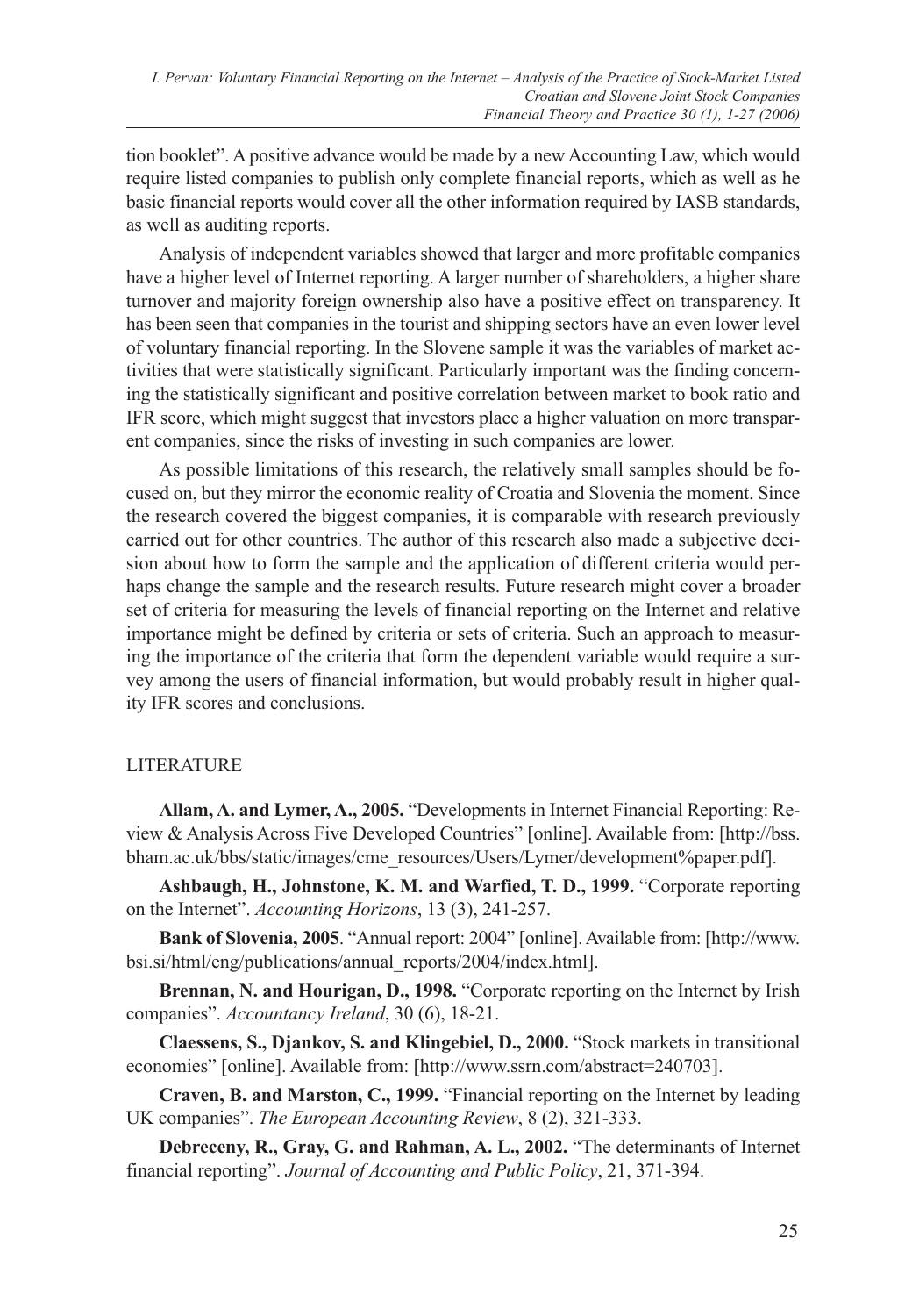tion booklet". A positive advance would be made by a new Accounting Law, which would require listed companies to publish only complete financial reports, which as well as he basic financial reports would cover all the other information required by IASB standards, as well as auditing reports.

Analysis of independent variables showed that larger and more profitable companies have a higher level of Internet reporting. A larger number of shareholders, a higher share turnover and majority foreign ownership also have a positive effect on transparency. It has been seen that companies in the tourist and shipping sectors have an even lower level of voluntary financial reporting. In the Slovene sample it was the variables of market activities that were statistically significant. Particularly important was the finding concerning the statistically significant and positive correlation between market to book ratio and IFR score, which might suggest that investors place a higher valuation on more transparent companies, since the risks of investing in such companies are lower.

As possible limitations of this research, the relatively small samples should be focused on, but they mirror the economic reality of Croatia and Slovenia the moment. Since the research covered the biggest companies, it is comparable with research previously carried out for other countries. The author of this research also made a subjective decision about how to form the sample and the application of different criteria would perhaps change the sample and the research results. Future research might cover a broader set of criteria for measuring the levels of financial reporting on the Internet and relative importance might be defined by criteria or sets of criteria. Such an approach to measuring the importance of the criteria that form the dependent variable would require a survey among the users of financial information, but would probably result in higher quality IFR scores and conclusions.

## LITERATURE

**Allam, A. and Lymer, A., 2005.** "Developments in Internet Financial Reporting: Review & Analysis Across Five Developed Countries" [online]. Available from: [http://bss.bham.ac.uk/bbs/static/images/cme_resources/Users/Lymer/development%paper.pdf].

**Ashbaugh, H., Johnstone, K. M. and Warfied, T. D., 1999.** "Corporate reporting on the Internet". *Accounting Horizons*, 13 (3), 241-257.

**Bank of Slovenia, 2005**. "Annual report: 2004" [online]. Available from: [http://www.bsi.si/html/eng/publications/annual_reports/2004/index.html].

**Brennan, N. and Hourigan, D., 1998.** "Corporate reporting on the Internet by Irish companies". *Accountancy Ireland*, 30 (6), 18-21.

**Claessens, S., Djankov, S. and Klingebiel, D., 2000.** "Stock markets in transitional economies" [online]. Available from: [http://www.ssrn.com/abstract=240703].

**Craven, B. and Marston, C., 1999.** "Financial reporting on the Internet by leading UK companies". *The European Accounting Review*, 8 (2), 321-333.

**Debreceny, R., Gray, G. and Rahman, A. L., 2002.** "The determinants of Internet financial reporting". *Journal of Accounting and Public Policy*, 21, 371-394.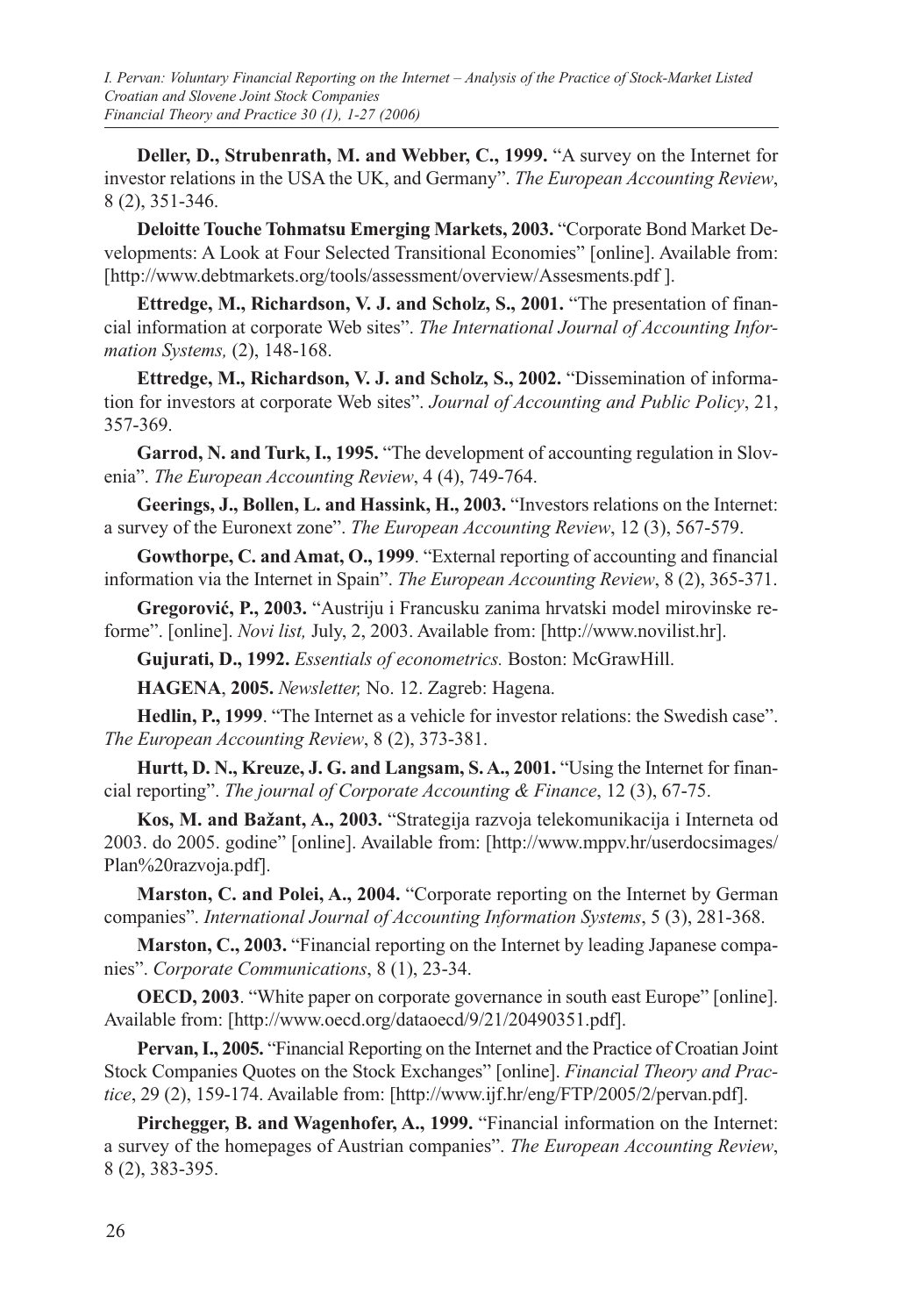**Deller, D., Strubenrath, M. and Webber, C., 1999.** "A survey on the Internet for investor relations in the USA the UK, and Germany". *The European Accounting Review*, 8 (2), 351-346.

**Deloitte Touche Tohmatsu Emerging Markets, 2003.** "Corporate Bond Market Developments: A Look at Four Selected Transitional Economies" [online]. Available from: [http://www.debtmarkets.org/tools/assessment/overview/Assesments.pdf ].

**Ettredge, M., Richardson, V. J. and Scholz, S., 2001.** "The presentation of financial information at corporate Web sites". *The International Journal of Accounting Information Systems,* (2), 148-168.

**Ettredge, M., Richardson, V. J. and Scholz, S., 2002.** "Dissemination of information for investors at corporate Web sites". *Journal of Accounting and Public Policy*, 21, 357-369.

**Garrod, N. and Turk, I., 1995.** "The development of accounting regulation in Slovenia". *The European Accounting Review*, 4 (4), 749-764.

**Geerings, J., Bollen, L. and Hassink, H., 2003.** "Investors relations on the Internet: a survey of the Euronext zone". *The European Accounting Review*, 12 (3), 567-579.

**Gowthorpe, C. and Amat, O., 1999**. "External reporting of accounting and financial information via the Internet in Spain". *The European Accounting Review*, 8 (2), 365-371.

**Gregorović, P., 2003.** "Austriju i Francusku zanima hrvatski model mirovinske reforme". [online]. *Novi list,* July, 2, 2003. Available from: [http://www.novilist.hr].

**Gujurati, D., 1992.** *Essentials of econometrics.* Boston: McGrawHill.

**HAGENA**, **2005.** *Newsletter,* No. 12. Zagreb: Hagena.

**Hedlin, P., 1999**. "The Internet as a vehicle for investor relations: the Swedish case". *The European Accounting Review*, 8 (2), 373-381.

**Hurtt, D. N., Kreuze, J. G. and Langsam, S. A., 2001.** "Using the Internet for financial reporting". *The journal of Corporate Accounting & Finance*, 12 (3), 67-75.

**Kos, M. and Bažant, A., 2003.** "Strategija razvoja telekomunikacija i Interneta od 2003. do 2005. godine" [online]. Available from: [http://www.mppv.hr/userdocsimages/Plan%20razvoja.pdf].

**Marston, C. and Polei, A., 2004.** "Corporate reporting on the Internet by German companies". *International Journal of Accounting Information Systems*, 5 (3), 281-368.

**Marston, C., 2003.** "Financial reporting on the Internet by leading Japanese companies". *Corporate Communications*, 8 (1), 23-34.

**OECD, 2003**. "White paper on corporate governance in south east Europe" [online]. Available from: [http://www.oecd.org/dataoecd/9/21/20490351.pdf].

**Pervan, I., 2005.** "Financial Reporting on the Internet and the Practice of Croatian Joint Stock Companies Quotes on the Stock Exchanges" [online]. *Financial Theory and Practice*, 29 (2), 159-174. Available from: [http://www.ijf.hr/eng/FTP/2005/2/pervan.pdf].

**Pirchegger, B. and Wagenhofer, A., 1999.** "Financial information on the Internet: a survey of the homepages of Austrian companies". *The European Accounting Review*, 8 (2), 383-395.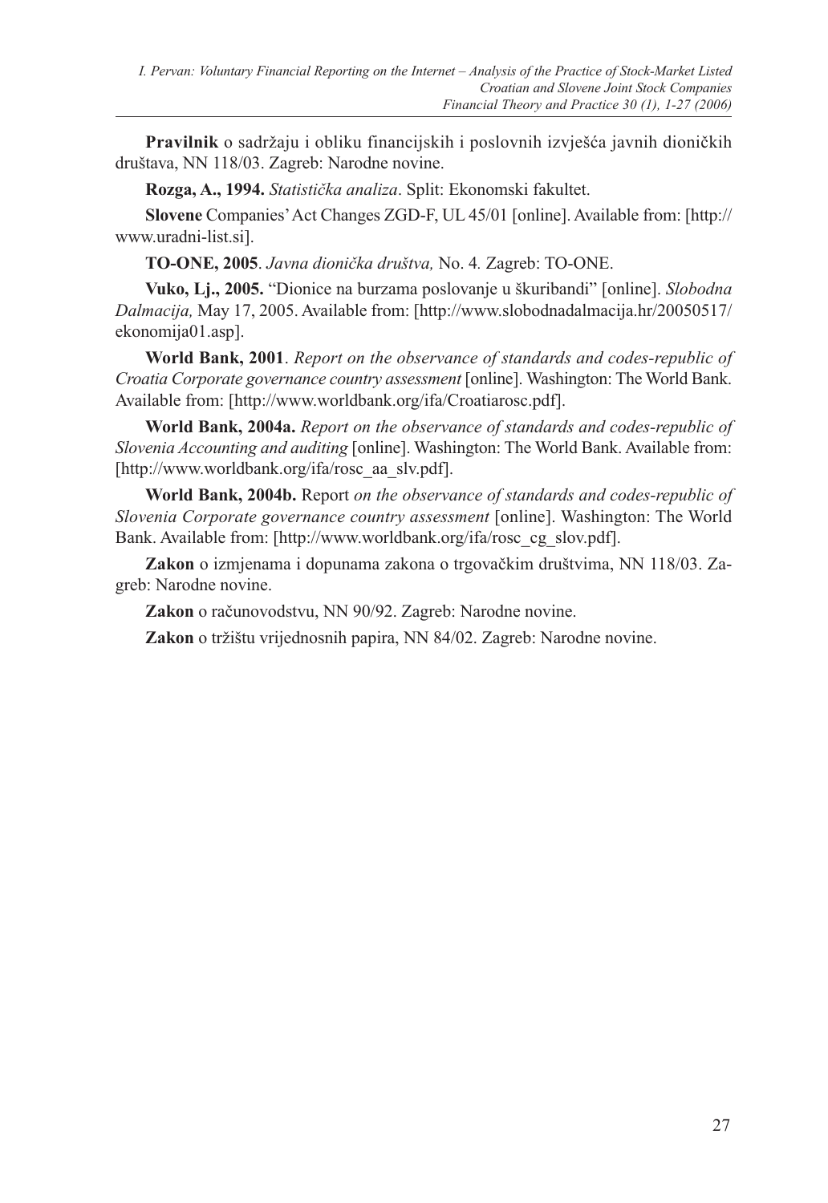**Pravilnik** o sadržaju i obliku financijskih i poslovnih izvješća javnih dioničkih društava, NN 118/03. Zagreb: Narodne novine.

**Rozga, A., 1994.** *Statistička analiza*. Split: Ekonomski fakultet.

**Slovene** Companies' Act Changes ZGD-F, UL 45/01 [online]. Available from: [http://www.uradni-list.si].

**TO-ONE, 2005**. *Javna dionička društva,* No. 4*.* Zagreb: TO-ONE.

**Vuko, Lj., 2005.** "Dionice na burzama poslovanje u škuribandi" [online]. *Slobodna Dalmacija,* May 17, 2005. Available from: [http://www.slobodnadalmacija.hr/20050517/ekonomija01.asp].

**World Bank, 2001**. *Report on the observance of standards and codes-republic of Croatia Corporate governance country assessment* [online]. Washington: The World Bank. Available from: [http://www.worldbank.org/ifa/Croatiarosc.pdf].

**World Bank, 2004a.** *Report on the observance of standards and codes-republic of Slovenia Accounting and auditing* [online]. Washington: The World Bank. Available from: [http://www.worldbank.org/ifa/rosc_aa_slv.pdf].

**World Bank, 2004b.** Report *on the observance of standards and codes-republic of Slovenia Corporate governance country assessment* [online]. Washington: The World Bank. Available from: [http://www.worldbank.org/ifa/rosc_cg_slov.pdf].

**Zakon** o izmjenama i dopunama zakona o trgovačkim društvima, NN 118/03. Zagreb: Narodne novine.

**Zakon** o računovodstvu, NN 90/92. Zagreb: Narodne novine.

**Zakon** o tržištu vrijednosnih papira, NN 84/02. Zagreb: Narodne novine.